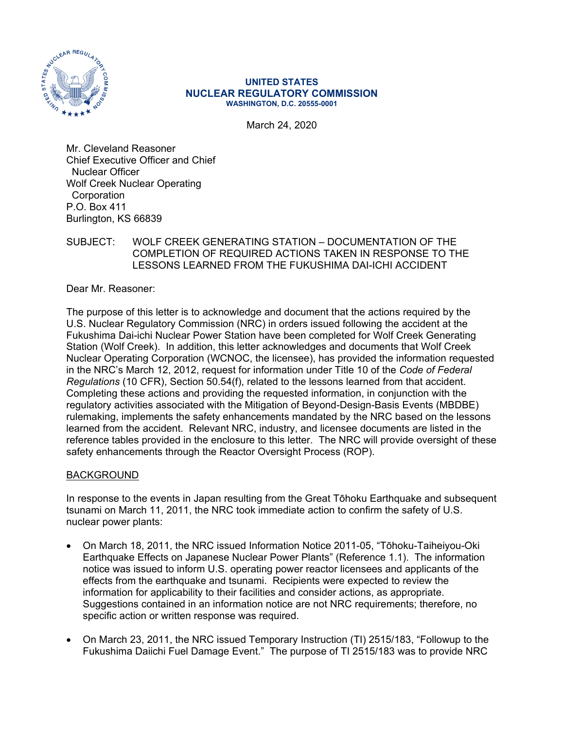**UNITED STATES**
**NUCLEAR REGULATORY COMMISSION**
**WASHINGTON, D.C. 20555-0001**

March 24, 2020

Mr. Cleveland Reasoner
Chief Executive Officer and Chief Nuclear Officer
Wolf Creek Nuclear Operating Corporation
P.O. Box 411
Burlington, KS 66839

SUBJECT: WOLF CREEK GENERATING STATION – DOCUMENTATION OF THE COMPLETION OF REQUIRED ACTIONS TAKEN IN RESPONSE TO THE LESSONS LEARNED FROM THE FUKUSHIMA DAI-ICHI ACCIDENT

Dear Mr. Reasoner:

The purpose of this letter is to acknowledge and document that the actions required by the U.S. Nuclear Regulatory Commission (NRC) in orders issued following the accident at the Fukushima Dai-ichi Nuclear Power Station have been completed for Wolf Creek Generating Station (Wolf Creek). In addition, this letter acknowledges and documents that Wolf Creek Nuclear Operating Corporation (WCNOC, the licensee), has provided the information requested in the NRC's March 12, 2012, request for information under Title 10 of the *Code of Federal Regulations* (10 CFR), Section 50.54(f), related to the lessons learned from that accident. Completing these actions and providing the requested information, in conjunction with the regulatory activities associated with the Mitigation of Beyond-Design-Basis Events (MBDBE) rulemaking, implements the safety enhancements mandated by the NRC based on the lessons learned from the accident. Relevant NRC, industry, and licensee documents are listed in the reference tables provided in the enclosure to this letter. The NRC will provide oversight of these safety enhancements through the Reactor Oversight Process (ROP).

## BACKGROUND

In response to the events in Japan resulting from the Great Tōhoku Earthquake and subsequent tsunami on March 11, 2011, the NRC took immediate action to confirm the safety of U.S. nuclear power plants:

- On March 18, 2011, the NRC issued Information Notice 2011-05, "Tōhoku-Taiheiyou-Oki Earthquake Effects on Japanese Nuclear Power Plants" (Reference 1.1). The information notice was issued to inform U.S. operating power reactor licensees and applicants of the effects from the earthquake and tsunami. Recipients were expected to review the information for applicability to their facilities and consider actions, as appropriate. Suggestions contained in an information notice are not NRC requirements; therefore, no specific action or written response was required.
- On March 23, 2011, the NRC issued Temporary Instruction (TI) 2515/183, "Followup to the Fukushima Daiichi Fuel Damage Event." The purpose of TI 2515/183 was to provide NRC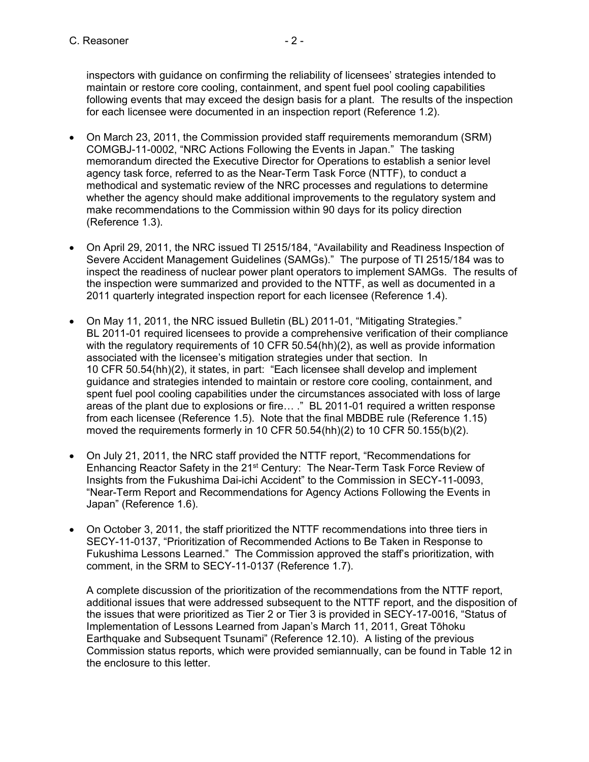inspectors with guidance on confirming the reliability of licensees' strategies intended to maintain or restore core cooling, containment, and spent fuel pool cooling capabilities following events that may exceed the design basis for a plant. The results of the inspection for each licensee were documented in an inspection report (Reference 1.2).

- On March 23, 2011, the Commission provided staff requirements memorandum (SRM) COMGBJ-11-0002, "NRC Actions Following the Events in Japan." The tasking memorandum directed the Executive Director for Operations to establish a senior level agency task force, referred to as the Near-Term Task Force (NTTF), to conduct a methodical and systematic review of the NRC processes and regulations to determine whether the agency should make additional improvements to the regulatory system and make recommendations to the Commission within 90 days for its policy direction (Reference 1.3).

- On April 29, 2011, the NRC issued TI 2515/184, "Availability and Readiness Inspection of Severe Accident Management Guidelines (SAMGs)." The purpose of TI 2515/184 was to inspect the readiness of nuclear power plant operators to implement SAMGs. The results of the inspection were summarized and provided to the NTTF, as well as documented in a 2011 quarterly integrated inspection report for each licensee (Reference 1.4).

- On May 11, 2011, the NRC issued Bulletin (BL) 2011-01, "Mitigating Strategies." BL 2011-01 required licensees to provide a comprehensive verification of their compliance with the regulatory requirements of 10 CFR 50.54(hh)(2), as well as provide information associated with the licensee's mitigation strategies under that section. In 10 CFR 50.54(hh)(2), it states, in part: "Each licensee shall develop and implement guidance and strategies intended to maintain or restore core cooling, containment, and spent fuel pool cooling capabilities under the circumstances associated with loss of large areas of the plant due to explosions or fire… ." BL 2011-01 required a written response from each licensee (Reference 1.5). Note that the final MBDBE rule (Reference 1.15) moved the requirements formerly in 10 CFR 50.54(hh)(2) to 10 CFR 50.155(b)(2).

- On July 21, 2011, the NRC staff provided the NTTF report, "Recommendations for Enhancing Reactor Safety in the 21st Century: The Near-Term Task Force Review of Insights from the Fukushima Dai-ichi Accident" to the Commission in SECY-11-0093, "Near-Term Report and Recommendations for Agency Actions Following the Events in Japan" (Reference 1.6).

- On October 3, 2011, the staff prioritized the NTTF recommendations into three tiers in SECY-11-0137, "Prioritization of Recommended Actions to Be Taken in Response to Fukushima Lessons Learned." The Commission approved the staff's prioritization, with comment, in the SRM to SECY-11-0137 (Reference 1.7).

  A complete discussion of the prioritization of the recommendations from the NTTF report, additional issues that were addressed subsequent to the NTTF report, and the disposition of the issues that were prioritized as Tier 2 or Tier 3 is provided in SECY-17-0016, "Status of Implementation of Lessons Learned from Japan's March 11, 2011, Great Tōhoku Earthquake and Subsequent Tsunami" (Reference 12.10). A listing of the previous Commission status reports, which were provided semiannually, can be found in Table 12 in the enclosure to this letter.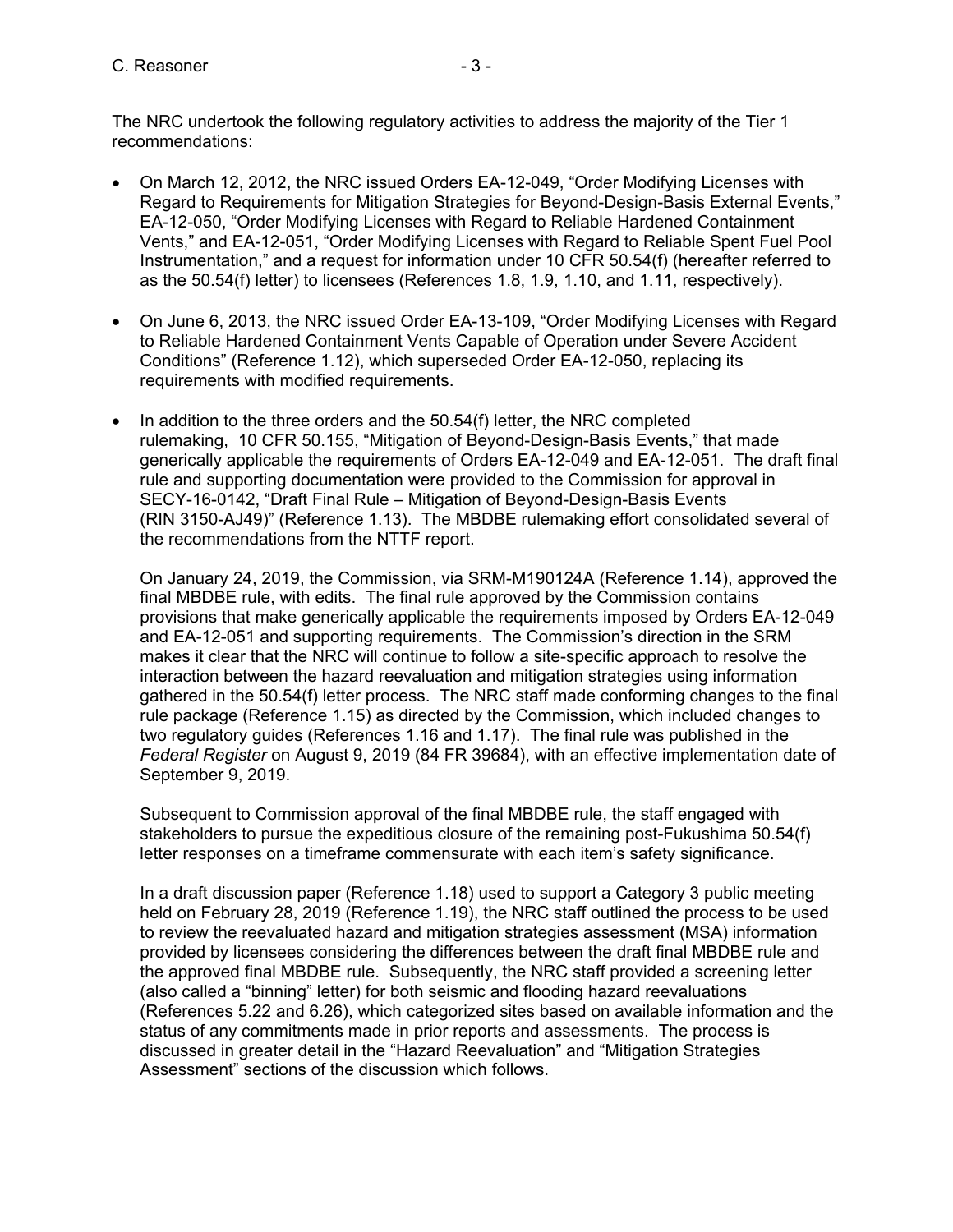The NRC undertook the following regulatory activities to address the majority of the Tier 1 recommendations:

- On March 12, 2012, the NRC issued Orders EA-12-049, "Order Modifying Licenses with Regard to Requirements for Mitigation Strategies for Beyond-Design-Basis External Events," EA-12-050, "Order Modifying Licenses with Regard to Reliable Hardened Containment Vents," and EA-12-051, "Order Modifying Licenses with Regard to Reliable Spent Fuel Pool Instrumentation," and a request for information under 10 CFR 50.54(f) (hereafter referred to as the 50.54(f) letter) to licensees (References 1.8, 1.9, 1.10, and 1.11, respectively).

- On June 6, 2013, the NRC issued Order EA-13-109, "Order Modifying Licenses with Regard to Reliable Hardened Containment Vents Capable of Operation under Severe Accident Conditions" (Reference 1.12), which superseded Order EA-12-050, replacing its requirements with modified requirements.

- In addition to the three orders and the 50.54(f) letter, the NRC completed rulemaking, 10 CFR 50.155, "Mitigation of Beyond-Design-Basis Events," that made generically applicable the requirements of Orders EA-12-049 and EA-12-051. The draft final rule and supporting documentation were provided to the Commission for approval in SECY-16-0142, "Draft Final Rule – Mitigation of Beyond-Design-Basis Events (RIN 3150-AJ49)" (Reference 1.13). The MBDBE rulemaking effort consolidated several of the recommendations from the NTTF report.

  On January 24, 2019, the Commission, via SRM-M190124A (Reference 1.14), approved the final MBDBE rule, with edits. The final rule approved by the Commission contains provisions that make generically applicable the requirements imposed by Orders EA-12-049 and EA-12-051 and supporting requirements. The Commission's direction in the SRM makes it clear that the NRC will continue to follow a site-specific approach to resolve the interaction between the hazard reevaluation and mitigation strategies using information gathered in the 50.54(f) letter process. The NRC staff made conforming changes to the final rule package (Reference 1.15) as directed by the Commission, which included changes to two regulatory guides (References 1.16 and 1.17). The final rule was published in the *Federal Register* on August 9, 2019 (84 FR 39684), with an effective implementation date of September 9, 2019.

  Subsequent to Commission approval of the final MBDBE rule, the staff engaged with stakeholders to pursue the expeditious closure of the remaining post-Fukushima 50.54(f) letter responses on a timeframe commensurate with each item's safety significance.

  In a draft discussion paper (Reference 1.18) used to support a Category 3 public meeting held on February 28, 2019 (Reference 1.19), the NRC staff outlined the process to be used to review the reevaluated hazard and mitigation strategies assessment (MSA) information provided by licensees considering the differences between the draft final MBDBE rule and the approved final MBDBE rule. Subsequently, the NRC staff provided a screening letter (also called a "binning" letter) for both seismic and flooding hazard reevaluations (References 5.22 and 6.26), which categorized sites based on available information and the status of any commitments made in prior reports and assessments. The process is discussed in greater detail in the "Hazard Reevaluation" and "Mitigation Strategies Assessment" sections of the discussion which follows.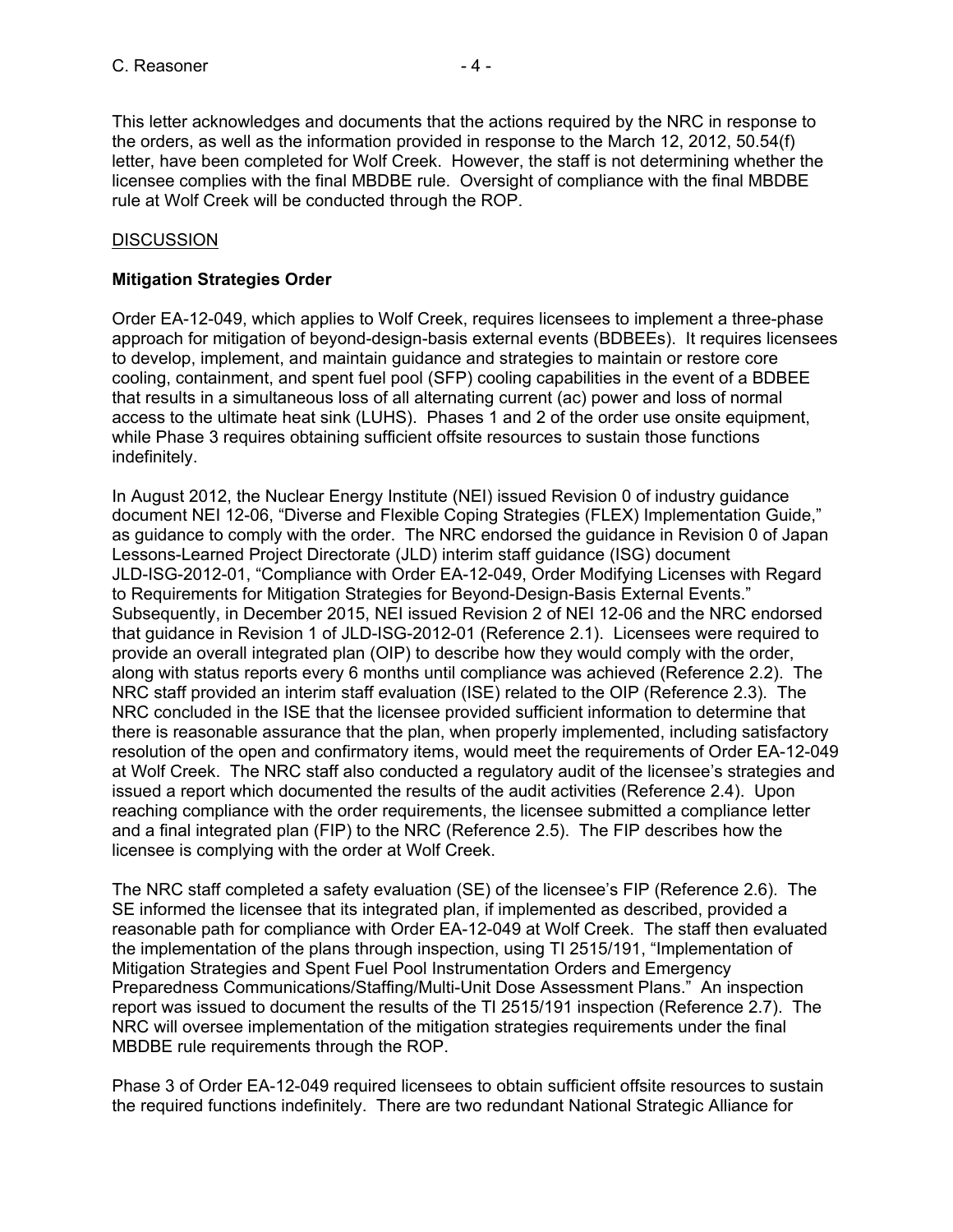This letter acknowledges and documents that the actions required by the NRC in response to the orders, as well as the information provided in response to the March 12, 2012, 50.54(f) letter, have been completed for Wolf Creek. However, the staff is not determining whether the licensee complies with the final MBDBE rule. Oversight of compliance with the final MBDBE rule at Wolf Creek will be conducted through the ROP.

DISCUSSION

**Mitigation Strategies Order**

Order EA-12-049, which applies to Wolf Creek, requires licensees to implement a three-phase approach for mitigation of beyond-design-basis external events (BDBEEs). It requires licensees to develop, implement, and maintain guidance and strategies to maintain or restore core cooling, containment, and spent fuel pool (SFP) cooling capabilities in the event of a BDBEE that results in a simultaneous loss of all alternating current (ac) power and loss of normal access to the ultimate heat sink (LUHS). Phases 1 and 2 of the order use onsite equipment, while Phase 3 requires obtaining sufficient offsite resources to sustain those functions indefinitely.

In August 2012, the Nuclear Energy Institute (NEI) issued Revision 0 of industry guidance document NEI 12-06, "Diverse and Flexible Coping Strategies (FLEX) Implementation Guide," as guidance to comply with the order. The NRC endorsed the guidance in Revision 0 of Japan Lessons-Learned Project Directorate (JLD) interim staff guidance (ISG) document JLD-ISG-2012-01, "Compliance with Order EA-12-049, Order Modifying Licenses with Regard to Requirements for Mitigation Strategies for Beyond-Design-Basis External Events." Subsequently, in December 2015, NEI issued Revision 2 of NEI 12-06 and the NRC endorsed that guidance in Revision 1 of JLD-ISG-2012-01 (Reference 2.1). Licensees were required to provide an overall integrated plan (OIP) to describe how they would comply with the order, along with status reports every 6 months until compliance was achieved (Reference 2.2). The NRC staff provided an interim staff evaluation (ISE) related to the OIP (Reference 2.3). The NRC concluded in the ISE that the licensee provided sufficient information to determine that there is reasonable assurance that the plan, when properly implemented, including satisfactory resolution of the open and confirmatory items, would meet the requirements of Order EA-12-049 at Wolf Creek. The NRC staff also conducted a regulatory audit of the licensee's strategies and issued a report which documented the results of the audit activities (Reference 2.4). Upon reaching compliance with the order requirements, the licensee submitted a compliance letter and a final integrated plan (FIP) to the NRC (Reference 2.5). The FIP describes how the licensee is complying with the order at Wolf Creek.

The NRC staff completed a safety evaluation (SE) of the licensee's FIP (Reference 2.6). The SE informed the licensee that its integrated plan, if implemented as described, provided a reasonable path for compliance with Order EA-12-049 at Wolf Creek. The staff then evaluated the implementation of the plans through inspection, using TI 2515/191, "Implementation of Mitigation Strategies and Spent Fuel Pool Instrumentation Orders and Emergency Preparedness Communications/Staffing/Multi-Unit Dose Assessment Plans." An inspection report was issued to document the results of the TI 2515/191 inspection (Reference 2.7). The NRC will oversee implementation of the mitigation strategies requirements under the final MBDBE rule requirements through the ROP.

Phase 3 of Order EA-12-049 required licensees to obtain sufficient offsite resources to sustain the required functions indefinitely. There are two redundant National Strategic Alliance for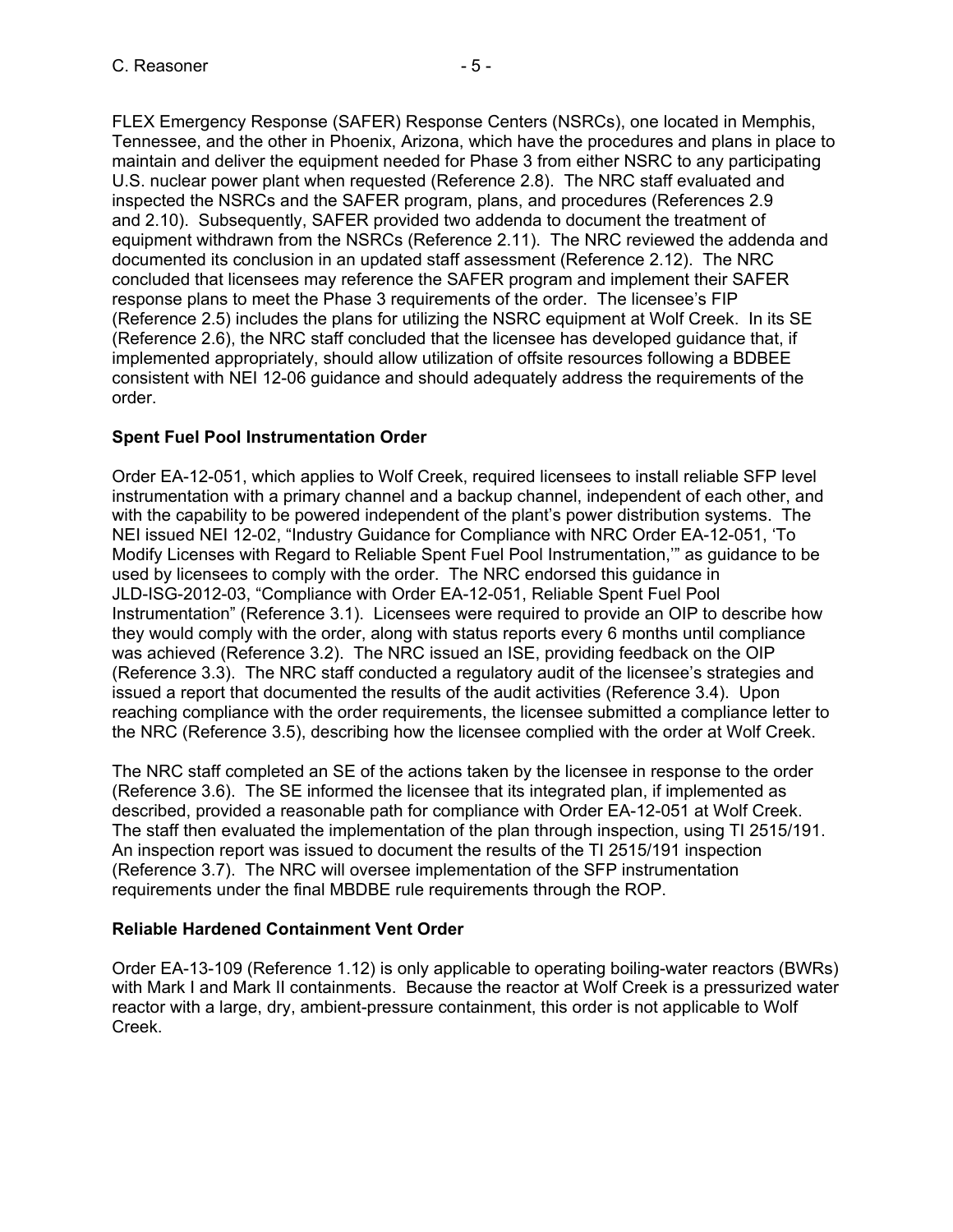FLEX Emergency Response (SAFER) Response Centers (NSRCs), one located in Memphis, Tennessee, and the other in Phoenix, Arizona, which have the procedures and plans in place to maintain and deliver the equipment needed for Phase 3 from either NSRC to any participating U.S. nuclear power plant when requested (Reference 2.8). The NRC staff evaluated and inspected the NSRCs and the SAFER program, plans, and procedures (References 2.9 and 2.10). Subsequently, SAFER provided two addenda to document the treatment of equipment withdrawn from the NSRCs (Reference 2.11). The NRC reviewed the addenda and documented its conclusion in an updated staff assessment (Reference 2.12). The NRC concluded that licensees may reference the SAFER program and implement their SAFER response plans to meet the Phase 3 requirements of the order. The licensee's FIP (Reference 2.5) includes the plans for utilizing the NSRC equipment at Wolf Creek. In its SE (Reference 2.6), the NRC staff concluded that the licensee has developed guidance that, if implemented appropriately, should allow utilization of offsite resources following a BDBEE consistent with NEI 12-06 guidance and should adequately address the requirements of the order.

**Spent Fuel Pool Instrumentation Order**

Order EA-12-051, which applies to Wolf Creek, required licensees to install reliable SFP level instrumentation with a primary channel and a backup channel, independent of each other, and with the capability to be powered independent of the plant's power distribution systems. The NEI issued NEI 12-02, "Industry Guidance for Compliance with NRC Order EA-12-051, 'To Modify Licenses with Regard to Reliable Spent Fuel Pool Instrumentation,'" as guidance to be used by licensees to comply with the order. The NRC endorsed this guidance in JLD-ISG-2012-03, "Compliance with Order EA-12-051, Reliable Spent Fuel Pool Instrumentation" (Reference 3.1). Licensees were required to provide an OIP to describe how they would comply with the order, along with status reports every 6 months until compliance was achieved (Reference 3.2). The NRC issued an ISE, providing feedback on the OIP (Reference 3.3). The NRC staff conducted a regulatory audit of the licensee's strategies and issued a report that documented the results of the audit activities (Reference 3.4). Upon reaching compliance with the order requirements, the licensee submitted a compliance letter to the NRC (Reference 3.5), describing how the licensee complied with the order at Wolf Creek.

The NRC staff completed an SE of the actions taken by the licensee in response to the order (Reference 3.6). The SE informed the licensee that its integrated plan, if implemented as described, provided a reasonable path for compliance with Order EA-12-051 at Wolf Creek. The staff then evaluated the implementation of the plan through inspection, using TI 2515/191. An inspection report was issued to document the results of the TI 2515/191 inspection (Reference 3.7). The NRC will oversee implementation of the SFP instrumentation requirements under the final MBDBE rule requirements through the ROP.

**Reliable Hardened Containment Vent Order**

Order EA-13-109 (Reference 1.12) is only applicable to operating boiling-water reactors (BWRs) with Mark I and Mark II containments. Because the reactor at Wolf Creek is a pressurized water reactor with a large, dry, ambient-pressure containment, this order is not applicable to Wolf Creek.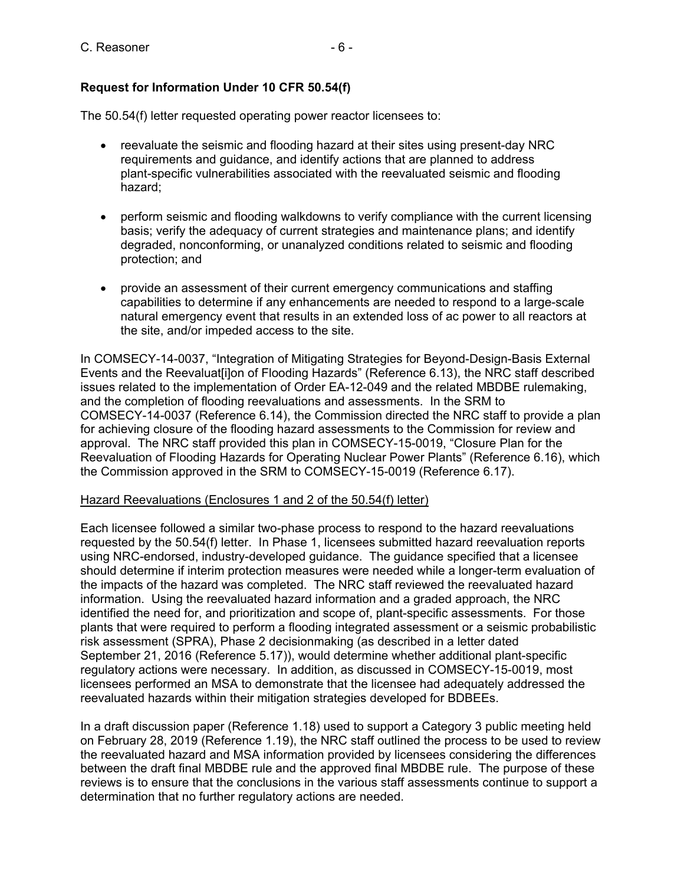**Request for Information Under 10 CFR 50.54(f)**

The 50.54(f) letter requested operating power reactor licensees to:

- reevaluate the seismic and flooding hazard at their sites using present-day NRC requirements and guidance, and identify actions that are planned to address plant-specific vulnerabilities associated with the reevaluated seismic and flooding hazard;

- perform seismic and flooding walkdowns to verify compliance with the current licensing basis; verify the adequacy of current strategies and maintenance plans; and identify degraded, nonconforming, or unanalyzed conditions related to seismic and flooding protection; and

- provide an assessment of their current emergency communications and staffing capabilities to determine if any enhancements are needed to respond to a large-scale natural emergency event that results in an extended loss of ac power to all reactors at the site, and/or impeded access to the site.

In COMSECY-14-0037, "Integration of Mitigating Strategies for Beyond-Design-Basis External Events and the Reevaluat[i]on of Flooding Hazards" (Reference 6.13), the NRC staff described issues related to the implementation of Order EA-12-049 and the related MBDBE rulemaking, and the completion of flooding reevaluations and assessments. In the SRM to COMSECY-14-0037 (Reference 6.14), the Commission directed the NRC staff to provide a plan for achieving closure of the flooding hazard assessments to the Commission for review and approval. The NRC staff provided this plan in COMSECY-15-0019, "Closure Plan for the Reevaluation of Flooding Hazards for Operating Nuclear Power Plants" (Reference 6.16), which the Commission approved in the SRM to COMSECY-15-0019 (Reference 6.17).

<u>Hazard Reevaluations (Enclosures 1 and 2 of the 50.54(f) letter)</u>

Each licensee followed a similar two-phase process to respond to the hazard reevaluations requested by the 50.54(f) letter. In Phase 1, licensees submitted hazard reevaluation reports using NRC-endorsed, industry-developed guidance. The guidance specified that a licensee should determine if interim protection measures were needed while a longer-term evaluation of the impacts of the hazard was completed. The NRC staff reviewed the reevaluated hazard information. Using the reevaluated hazard information and a graded approach, the NRC identified the need for, and prioritization and scope of, plant-specific assessments. For those plants that were required to perform a flooding integrated assessment or a seismic probabilistic risk assessment (SPRA), Phase 2 decisionmaking (as described in a letter dated September 21, 2016 (Reference 5.17)), would determine whether additional plant-specific regulatory actions were necessary. In addition, as discussed in COMSECY-15-0019, most licensees performed an MSA to demonstrate that the licensee had adequately addressed the reevaluated hazards within their mitigation strategies developed for BDBEEs.

In a draft discussion paper (Reference 1.18) used to support a Category 3 public meeting held on February 28, 2019 (Reference 1.19), the NRC staff outlined the process to be used to review the reevaluated hazard and MSA information provided by licensees considering the differences between the draft final MBDBE rule and the approved final MBDBE rule. The purpose of these reviews is to ensure that the conclusions in the various staff assessments continue to support a determination that no further regulatory actions are needed.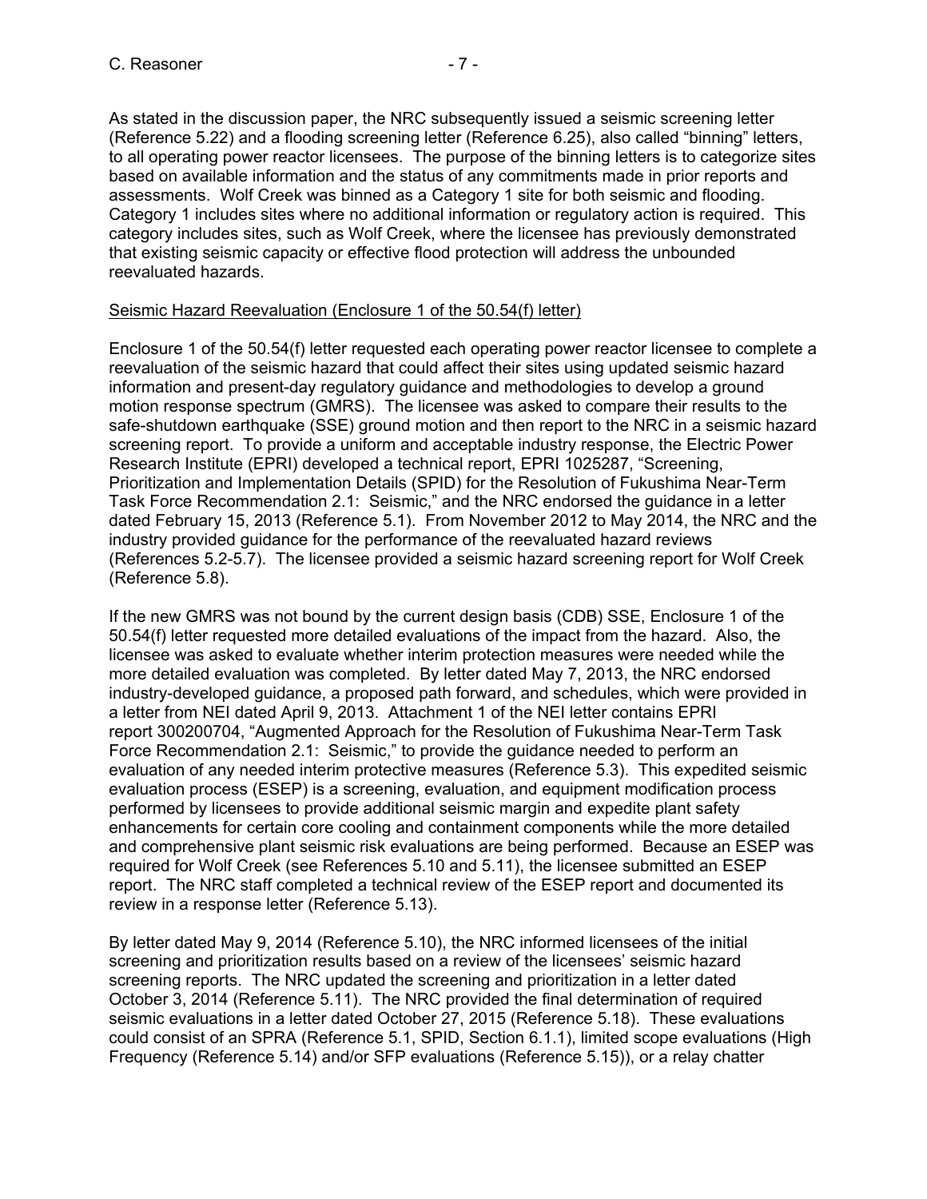As stated in the discussion paper, the NRC subsequently issued a seismic screening letter (Reference 5.22) and a flooding screening letter (Reference 6.25), also called "binning" letters, to all operating power reactor licensees. The purpose of the binning letters is to categorize sites based on available information and the status of any commitments made in prior reports and assessments. Wolf Creek was binned as a Category 1 site for both seismic and flooding. Category 1 includes sites where no additional information or regulatory action is required. This category includes sites, such as Wolf Creek, where the licensee has previously demonstrated that existing seismic capacity or effective flood protection will address the unbounded reevaluated hazards.

Seismic Hazard Reevaluation (Enclosure 1 of the 50.54(f) letter)

Enclosure 1 of the 50.54(f) letter requested each operating power reactor licensee to complete a reevaluation of the seismic hazard that could affect their sites using updated seismic hazard information and present-day regulatory guidance and methodologies to develop a ground motion response spectrum (GMRS). The licensee was asked to compare their results to the safe-shutdown earthquake (SSE) ground motion and then report to the NRC in a seismic hazard screening report. To provide a uniform and acceptable industry response, the Electric Power Research Institute (EPRI) developed a technical report, EPRI 1025287, "Screening, Prioritization and Implementation Details (SPID) for the Resolution of Fukushima Near-Term Task Force Recommendation 2.1: Seismic," and the NRC endorsed the guidance in a letter dated February 15, 2013 (Reference 5.1). From November 2012 to May 2014, the NRC and the industry provided guidance for the performance of the reevaluated hazard reviews (References 5.2-5.7). The licensee provided a seismic hazard screening report for Wolf Creek (Reference 5.8).

If the new GMRS was not bound by the current design basis (CDB) SSE, Enclosure 1 of the 50.54(f) letter requested more detailed evaluations of the impact from the hazard. Also, the licensee was asked to evaluate whether interim protection measures were needed while the more detailed evaluation was completed. By letter dated May 7, 2013, the NRC endorsed industry-developed guidance, a proposed path forward, and schedules, which were provided in a letter from NEI dated April 9, 2013. Attachment 1 of the NEI letter contains EPRI report 300200704, "Augmented Approach for the Resolution of Fukushima Near-Term Task Force Recommendation 2.1: Seismic," to provide the guidance needed to perform an evaluation of any needed interim protective measures (Reference 5.3). This expedited seismic evaluation process (ESEP) is a screening, evaluation, and equipment modification process performed by licensees to provide additional seismic margin and expedite plant safety enhancements for certain core cooling and containment components while the more detailed and comprehensive plant seismic risk evaluations are being performed. Because an ESEP was required for Wolf Creek (see References 5.10 and 5.11), the licensee submitted an ESEP report. The NRC staff completed a technical review of the ESEP report and documented its review in a response letter (Reference 5.13).

By letter dated May 9, 2014 (Reference 5.10), the NRC informed licensees of the initial screening and prioritization results based on a review of the licensees' seismic hazard screening reports. The NRC updated the screening and prioritization in a letter dated October 3, 2014 (Reference 5.11). The NRC provided the final determination of required seismic evaluations in a letter dated October 27, 2015 (Reference 5.18). These evaluations could consist of an SPRA (Reference 5.1, SPID, Section 6.1.1), limited scope evaluations (High Frequency (Reference 5.14) and/or SFP evaluations (Reference 5.15)), or a relay chatter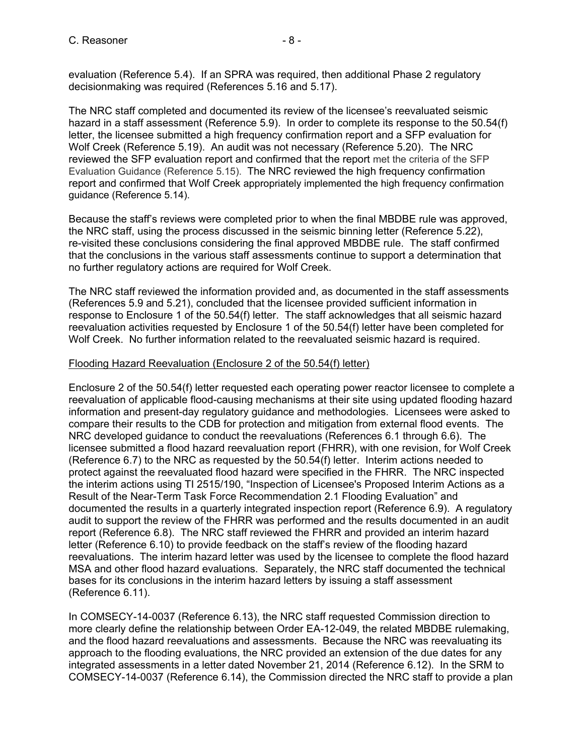evaluation (Reference 5.4). If an SPRA was required, then additional Phase 2 regulatory decisionmaking was required (References 5.16 and 5.17).

The NRC staff completed and documented its review of the licensee's reevaluated seismic hazard in a staff assessment (Reference 5.9). In order to complete its response to the 50.54(f) letter, the licensee submitted a high frequency confirmation report and a SFP evaluation for Wolf Creek (Reference 5.19). An audit was not necessary (Reference 5.20). The NRC reviewed the SFP evaluation report and confirmed that the report met the criteria of the SFP Evaluation Guidance (Reference 5.15). The NRC reviewed the high frequency confirmation report and confirmed that Wolf Creek appropriately implemented the high frequency confirmation guidance (Reference 5.14).

Because the staff's reviews were completed prior to when the final MBDBE rule was approved, the NRC staff, using the process discussed in the seismic binning letter (Reference 5.22), re-visited these conclusions considering the final approved MBDBE rule. The staff confirmed that the conclusions in the various staff assessments continue to support a determination that no further regulatory actions are required for Wolf Creek.

The NRC staff reviewed the information provided and, as documented in the staff assessments (References 5.9 and 5.21), concluded that the licensee provided sufficient information in response to Enclosure 1 of the 50.54(f) letter. The staff acknowledges that all seismic hazard reevaluation activities requested by Enclosure 1 of the 50.54(f) letter have been completed for Wolf Creek. No further information related to the reevaluated seismic hazard is required.

Flooding Hazard Reevaluation (Enclosure 2 of the 50.54(f) letter)

Enclosure 2 of the 50.54(f) letter requested each operating power reactor licensee to complete a reevaluation of applicable flood-causing mechanisms at their site using updated flooding hazard information and present-day regulatory guidance and methodologies. Licensees were asked to compare their results to the CDB for protection and mitigation from external flood events. The NRC developed guidance to conduct the reevaluations (References 6.1 through 6.6). The licensee submitted a flood hazard reevaluation report (FHRR), with one revision, for Wolf Creek (Reference 6.7) to the NRC as requested by the 50.54(f) letter. Interim actions needed to protect against the reevaluated flood hazard were specified in the FHRR. The NRC inspected the interim actions using TI 2515/190, "Inspection of Licensee's Proposed Interim Actions as a Result of the Near-Term Task Force Recommendation 2.1 Flooding Evaluation" and documented the results in a quarterly integrated inspection report (Reference 6.9). A regulatory audit to support the review of the FHRR was performed and the results documented in an audit report (Reference 6.8). The NRC staff reviewed the FHRR and provided an interim hazard letter (Reference 6.10) to provide feedback on the staff's review of the flooding hazard reevaluations. The interim hazard letter was used by the licensee to complete the flood hazard MSA and other flood hazard evaluations. Separately, the NRC staff documented the technical bases for its conclusions in the interim hazard letters by issuing a staff assessment (Reference 6.11).

In COMSECY-14-0037 (Reference 6.13), the NRC staff requested Commission direction to more clearly define the relationship between Order EA-12-049, the related MBDBE rulemaking, and the flood hazard reevaluations and assessments. Because the NRC was reevaluating its approach to the flooding evaluations, the NRC provided an extension of the due dates for any integrated assessments in a letter dated November 21, 2014 (Reference 6.12). In the SRM to COMSECY-14-0037 (Reference 6.14), the Commission directed the NRC staff to provide a plan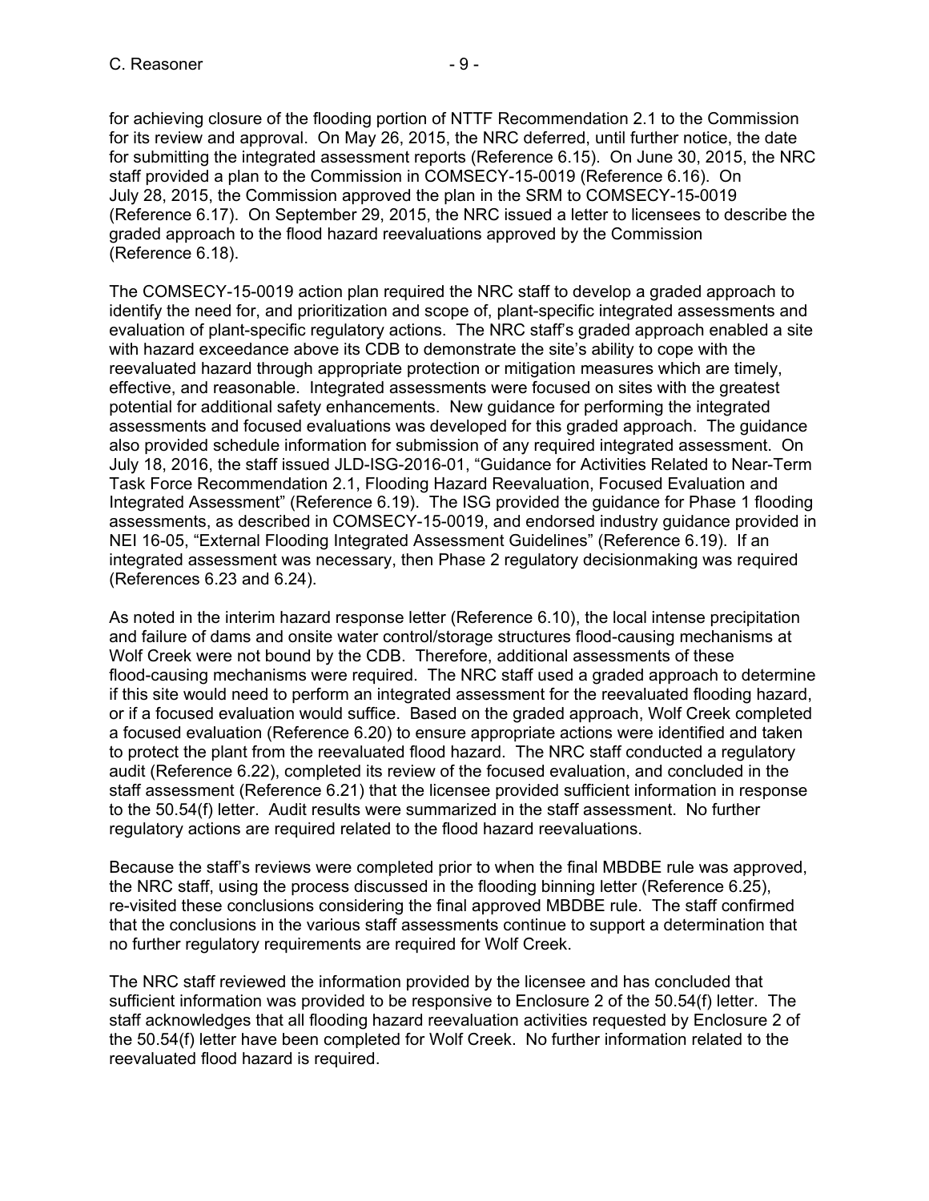for achieving closure of the flooding portion of NTTF Recommendation 2.1 to the Commission for its review and approval. On May 26, 2015, the NRC deferred, until further notice, the date for submitting the integrated assessment reports (Reference 6.15). On June 30, 2015, the NRC staff provided a plan to the Commission in COMSECY-15-0019 (Reference 6.16). On July 28, 2015, the Commission approved the plan in the SRM to COMSECY-15-0019 (Reference 6.17). On September 29, 2015, the NRC issued a letter to licensees to describe the graded approach to the flood hazard reevaluations approved by the Commission (Reference 6.18).

The COMSECY-15-0019 action plan required the NRC staff to develop a graded approach to identify the need for, and prioritization and scope of, plant-specific integrated assessments and evaluation of plant-specific regulatory actions. The NRC staff's graded approach enabled a site with hazard exceedance above its CDB to demonstrate the site's ability to cope with the reevaluated hazard through appropriate protection or mitigation measures which are timely, effective, and reasonable. Integrated assessments were focused on sites with the greatest potential for additional safety enhancements. New guidance for performing the integrated assessments and focused evaluations was developed for this graded approach. The guidance also provided schedule information for submission of any required integrated assessment. On July 18, 2016, the staff issued JLD-ISG-2016-01, "Guidance for Activities Related to Near-Term Task Force Recommendation 2.1, Flooding Hazard Reevaluation, Focused Evaluation and Integrated Assessment" (Reference 6.19). The ISG provided the guidance for Phase 1 flooding assessments, as described in COMSECY-15-0019, and endorsed industry guidance provided in NEI 16-05, "External Flooding Integrated Assessment Guidelines" (Reference 6.19). If an integrated assessment was necessary, then Phase 2 regulatory decisionmaking was required (References 6.23 and 6.24).

As noted in the interim hazard response letter (Reference 6.10), the local intense precipitation and failure of dams and onsite water control/storage structures flood-causing mechanisms at Wolf Creek were not bound by the CDB. Therefore, additional assessments of these flood-causing mechanisms were required. The NRC staff used a graded approach to determine if this site would need to perform an integrated assessment for the reevaluated flooding hazard, or if a focused evaluation would suffice. Based on the graded approach, Wolf Creek completed a focused evaluation (Reference 6.20) to ensure appropriate actions were identified and taken to protect the plant from the reevaluated flood hazard. The NRC staff conducted a regulatory audit (Reference 6.22), completed its review of the focused evaluation, and concluded in the staff assessment (Reference 6.21) that the licensee provided sufficient information in response to the 50.54(f) letter. Audit results were summarized in the staff assessment. No further regulatory actions are required related to the flood hazard reevaluations.

Because the staff's reviews were completed prior to when the final MBDBE rule was approved, the NRC staff, using the process discussed in the flooding binning letter (Reference 6.25), re-visited these conclusions considering the final approved MBDBE rule. The staff confirmed that the conclusions in the various staff assessments continue to support a determination that no further regulatory requirements are required for Wolf Creek.

The NRC staff reviewed the information provided by the licensee and has concluded that sufficient information was provided to be responsive to Enclosure 2 of the 50.54(f) letter. The staff acknowledges that all flooding hazard reevaluation activities requested by Enclosure 2 of the 50.54(f) letter have been completed for Wolf Creek. No further information related to the reevaluated flood hazard is required.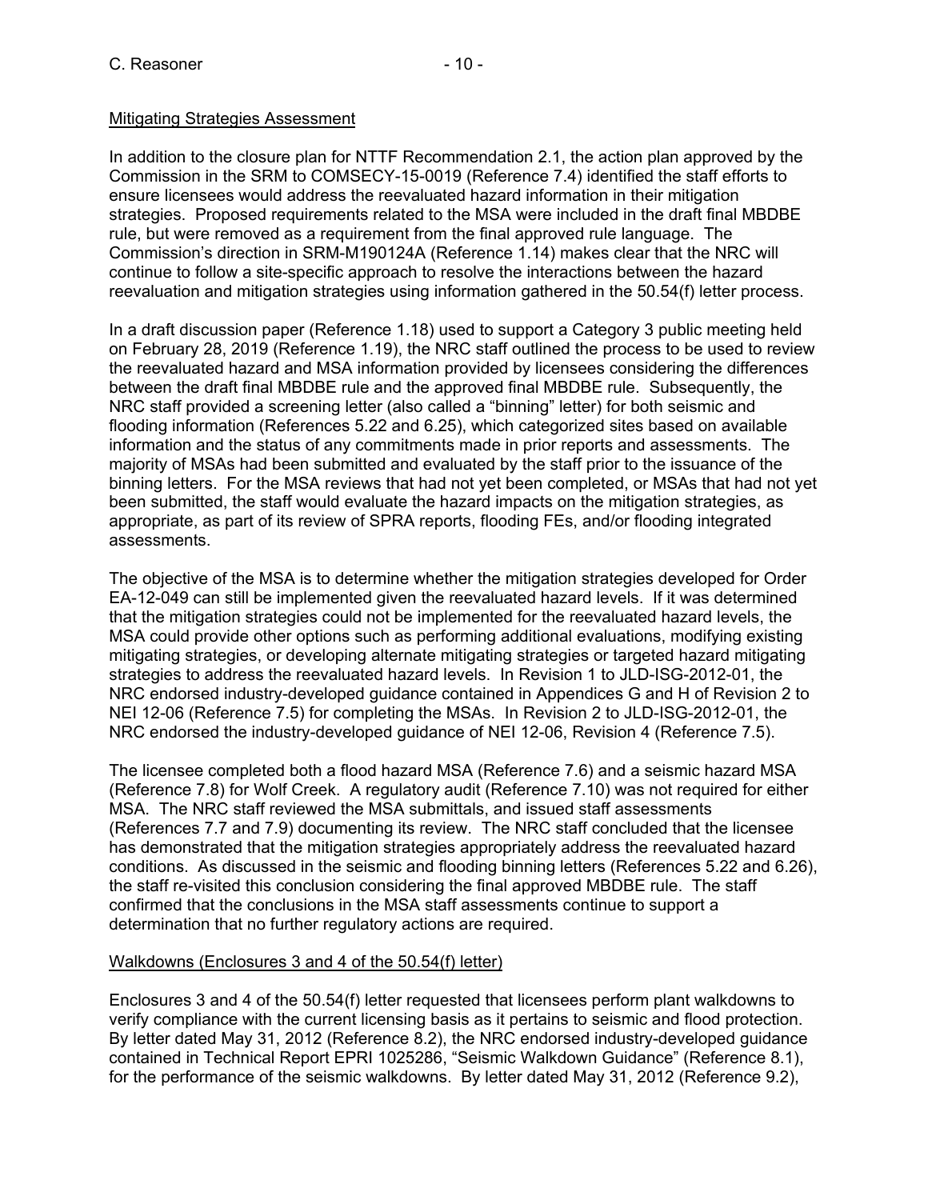Mitigating Strategies Assessment

In addition to the closure plan for NTTF Recommendation 2.1, the action plan approved by the Commission in the SRM to COMSECY-15-0019 (Reference 7.4) identified the staff efforts to ensure licensees would address the reevaluated hazard information in their mitigation strategies. Proposed requirements related to the MSA were included in the draft final MBDBE rule, but were removed as a requirement from the final approved rule language. The Commission's direction in SRM-M190124A (Reference 1.14) makes clear that the NRC will continue to follow a site-specific approach to resolve the interactions between the hazard reevaluation and mitigation strategies using information gathered in the 50.54(f) letter process.

In a draft discussion paper (Reference 1.18) used to support a Category 3 public meeting held on February 28, 2019 (Reference 1.19), the NRC staff outlined the process to be used to review the reevaluated hazard and MSA information provided by licensees considering the differences between the draft final MBDBE rule and the approved final MBDBE rule. Subsequently, the NRC staff provided a screening letter (also called a "binning" letter) for both seismic and flooding information (References 5.22 and 6.25), which categorized sites based on available information and the status of any commitments made in prior reports and assessments. The majority of MSAs had been submitted and evaluated by the staff prior to the issuance of the binning letters. For the MSA reviews that had not yet been completed, or MSAs that had not yet been submitted, the staff would evaluate the hazard impacts on the mitigation strategies, as appropriate, as part of its review of SPRA reports, flooding FEs, and/or flooding integrated assessments.

The objective of the MSA is to determine whether the mitigation strategies developed for Order EA-12-049 can still be implemented given the reevaluated hazard levels. If it was determined that the mitigation strategies could not be implemented for the reevaluated hazard levels, the MSA could provide other options such as performing additional evaluations, modifying existing mitigating strategies, or developing alternate mitigating strategies or targeted hazard mitigating strategies to address the reevaluated hazard levels. In Revision 1 to JLD-ISG-2012-01, the NRC endorsed industry-developed guidance contained in Appendices G and H of Revision 2 to NEI 12-06 (Reference 7.5) for completing the MSAs. In Revision 2 to JLD-ISG-2012-01, the NRC endorsed the industry-developed guidance of NEI 12-06, Revision 4 (Reference 7.5).

The licensee completed both a flood hazard MSA (Reference 7.6) and a seismic hazard MSA (Reference 7.8) for Wolf Creek. A regulatory audit (Reference 7.10) was not required for either MSA. The NRC staff reviewed the MSA submittals, and issued staff assessments (References 7.7 and 7.9) documenting its review. The NRC staff concluded that the licensee has demonstrated that the mitigation strategies appropriately address the reevaluated hazard conditions. As discussed in the seismic and flooding binning letters (References 5.22 and 6.26), the staff re-visited this conclusion considering the final approved MBDBE rule. The staff confirmed that the conclusions in the MSA staff assessments continue to support a determination that no further regulatory actions are required.

Walkdowns (Enclosures 3 and 4 of the 50.54(f) letter)

Enclosures 3 and 4 of the 50.54(f) letter requested that licensees perform plant walkdowns to verify compliance with the current licensing basis as it pertains to seismic and flood protection. By letter dated May 31, 2012 (Reference 8.2), the NRC endorsed industry-developed guidance contained in Technical Report EPRI 1025286, "Seismic Walkdown Guidance" (Reference 8.1), for the performance of the seismic walkdowns. By letter dated May 31, 2012 (Reference 9.2),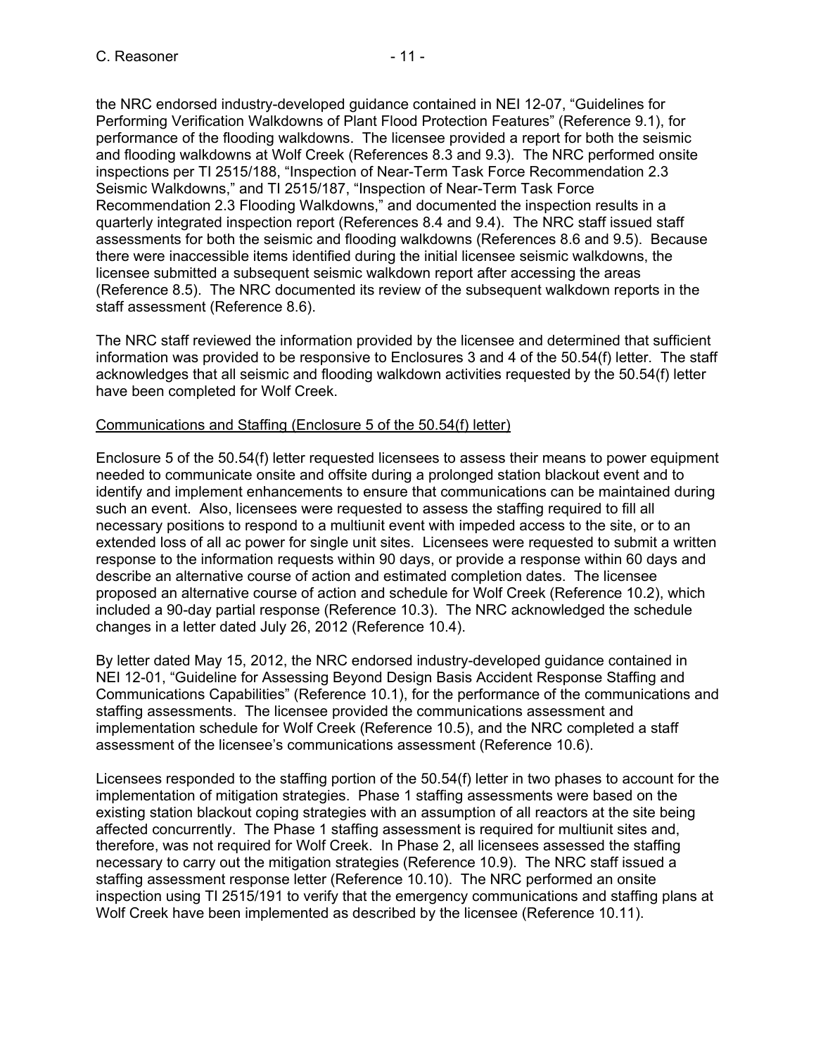the NRC endorsed industry-developed guidance contained in NEI 12-07, "Guidelines for Performing Verification Walkdowns of Plant Flood Protection Features" (Reference 9.1), for performance of the flooding walkdowns. The licensee provided a report for both the seismic and flooding walkdowns at Wolf Creek (References 8.3 and 9.3). The NRC performed onsite inspections per TI 2515/188, "Inspection of Near-Term Task Force Recommendation 2.3 Seismic Walkdowns," and TI 2515/187, "Inspection of Near-Term Task Force Recommendation 2.3 Flooding Walkdowns," and documented the inspection results in a quarterly integrated inspection report (References 8.4 and 9.4). The NRC staff issued staff assessments for both the seismic and flooding walkdowns (References 8.6 and 9.5). Because there were inaccessible items identified during the initial licensee seismic walkdowns, the licensee submitted a subsequent seismic walkdown report after accessing the areas (Reference 8.5). The NRC documented its review of the subsequent walkdown reports in the staff assessment (Reference 8.6).

The NRC staff reviewed the information provided by the licensee and determined that sufficient information was provided to be responsive to Enclosures 3 and 4 of the 50.54(f) letter. The staff acknowledges that all seismic and flooding walkdown activities requested by the 50.54(f) letter have been completed for Wolf Creek.

Communications and Staffing (Enclosure 5 of the 50.54(f) letter)

Enclosure 5 of the 50.54(f) letter requested licensees to assess their means to power equipment needed to communicate onsite and offsite during a prolonged station blackout event and to identify and implement enhancements to ensure that communications can be maintained during such an event. Also, licensees were requested to assess the staffing required to fill all necessary positions to respond to a multiunit event with impeded access to the site, or to an extended loss of all ac power for single unit sites. Licensees were requested to submit a written response to the information requests within 90 days, or provide a response within 60 days and describe an alternative course of action and estimated completion dates. The licensee proposed an alternative course of action and schedule for Wolf Creek (Reference 10.2), which included a 90-day partial response (Reference 10.3). The NRC acknowledged the schedule changes in a letter dated July 26, 2012 (Reference 10.4).

By letter dated May 15, 2012, the NRC endorsed industry-developed guidance contained in NEI 12-01, "Guideline for Assessing Beyond Design Basis Accident Response Staffing and Communications Capabilities" (Reference 10.1), for the performance of the communications and staffing assessments. The licensee provided the communications assessment and implementation schedule for Wolf Creek (Reference 10.5), and the NRC completed a staff assessment of the licensee's communications assessment (Reference 10.6).

Licensees responded to the staffing portion of the 50.54(f) letter in two phases to account for the implementation of mitigation strategies. Phase 1 staffing assessments were based on the existing station blackout coping strategies with an assumption of all reactors at the site being affected concurrently. The Phase 1 staffing assessment is required for multiunit sites and, therefore, was not required for Wolf Creek. In Phase 2, all licensees assessed the staffing necessary to carry out the mitigation strategies (Reference 10.9). The NRC staff issued a staffing assessment response letter (Reference 10.10). The NRC performed an onsite inspection using TI 2515/191 to verify that the emergency communications and staffing plans at Wolf Creek have been implemented as described by the licensee (Reference 10.11).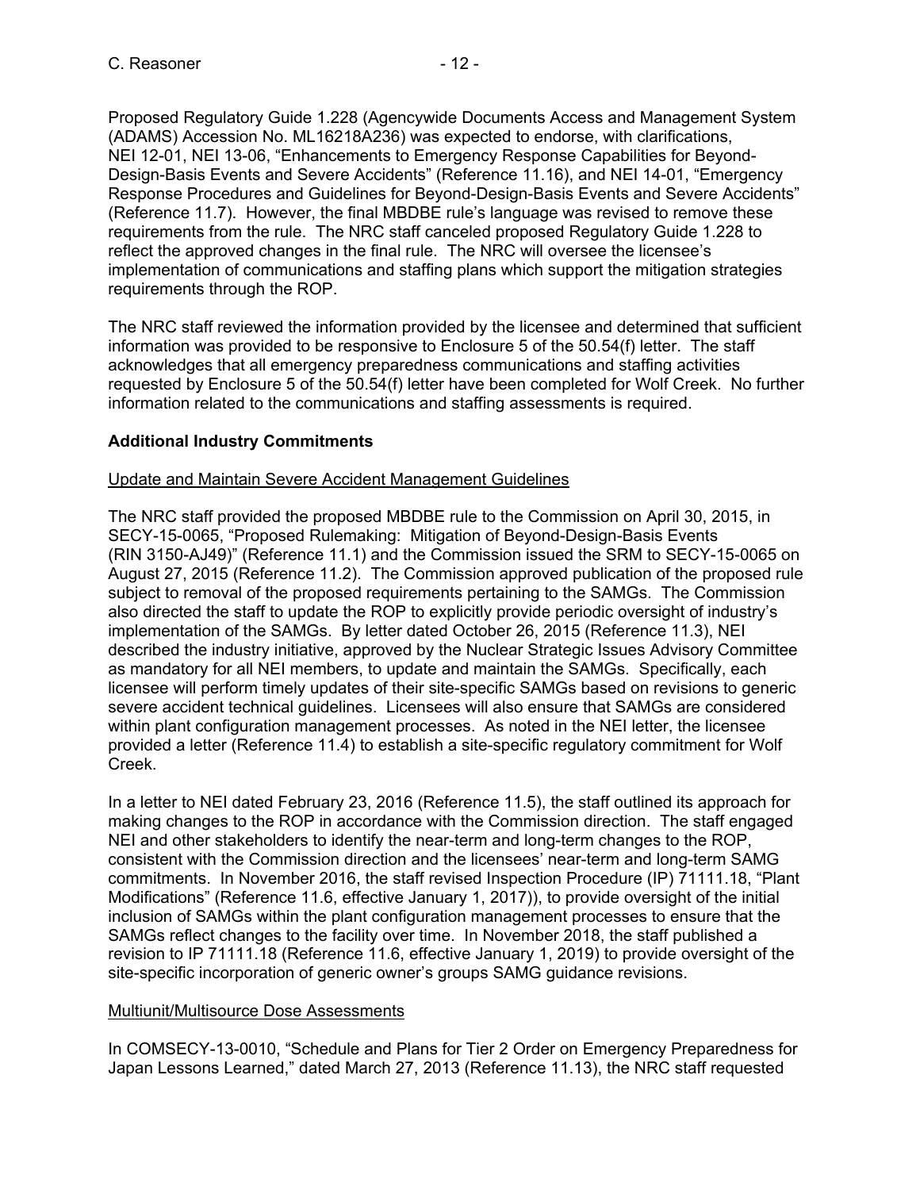Proposed Regulatory Guide 1.228 (Agencywide Documents Access and Management System (ADAMS) Accession No. ML16218A236) was expected to endorse, with clarifications, NEI 12-01, NEI 13-06, "Enhancements to Emergency Response Capabilities for Beyond-Design-Basis Events and Severe Accidents" (Reference 11.16), and NEI 14-01, "Emergency Response Procedures and Guidelines for Beyond-Design-Basis Events and Severe Accidents" (Reference 11.7). However, the final MBDBE rule's language was revised to remove these requirements from the rule. The NRC staff canceled proposed Regulatory Guide 1.228 to reflect the approved changes in the final rule. The NRC will oversee the licensee's implementation of communications and staffing plans which support the mitigation strategies requirements through the ROP.

The NRC staff reviewed the information provided by the licensee and determined that sufficient information was provided to be responsive to Enclosure 5 of the 50.54(f) letter. The staff acknowledges that all emergency preparedness communications and staffing activities requested by Enclosure 5 of the 50.54(f) letter have been completed for Wolf Creek. No further information related to the communications and staffing assessments is required.

**Additional Industry Commitments**

Update and Maintain Severe Accident Management Guidelines

The NRC staff provided the proposed MBDBE rule to the Commission on April 30, 2015, in SECY-15-0065, "Proposed Rulemaking: Mitigation of Beyond-Design-Basis Events (RIN 3150-AJ49)" (Reference 11.1) and the Commission issued the SRM to SECY-15-0065 on August 27, 2015 (Reference 11.2). The Commission approved publication of the proposed rule subject to removal of the proposed requirements pertaining to the SAMGs. The Commission also directed the staff to update the ROP to explicitly provide periodic oversight of industry's implementation of the SAMGs. By letter dated October 26, 2015 (Reference 11.3), NEI described the industry initiative, approved by the Nuclear Strategic Issues Advisory Committee as mandatory for all NEI members, to update and maintain the SAMGs. Specifically, each licensee will perform timely updates of their site-specific SAMGs based on revisions to generic severe accident technical guidelines. Licensees will also ensure that SAMGs are considered within plant configuration management processes. As noted in the NEI letter, the licensee provided a letter (Reference 11.4) to establish a site-specific regulatory commitment for Wolf Creek.

In a letter to NEI dated February 23, 2016 (Reference 11.5), the staff outlined its approach for making changes to the ROP in accordance with the Commission direction. The staff engaged NEI and other stakeholders to identify the near-term and long-term changes to the ROP, consistent with the Commission direction and the licensees' near-term and long-term SAMG commitments. In November 2016, the staff revised Inspection Procedure (IP) 71111.18, "Plant Modifications" (Reference 11.6, effective January 1, 2017)), to provide oversight of the initial inclusion of SAMGs within the plant configuration management processes to ensure that the SAMGs reflect changes to the facility over time. In November 2018, the staff published a revision to IP 71111.18 (Reference 11.6, effective January 1, 2019) to provide oversight of the site-specific incorporation of generic owner's groups SAMG guidance revisions.

Multiunit/Multisource Dose Assessments

In COMSECY-13-0010, "Schedule and Plans for Tier 2 Order on Emergency Preparedness for Japan Lessons Learned," dated March 27, 2013 (Reference 11.13), the NRC staff requested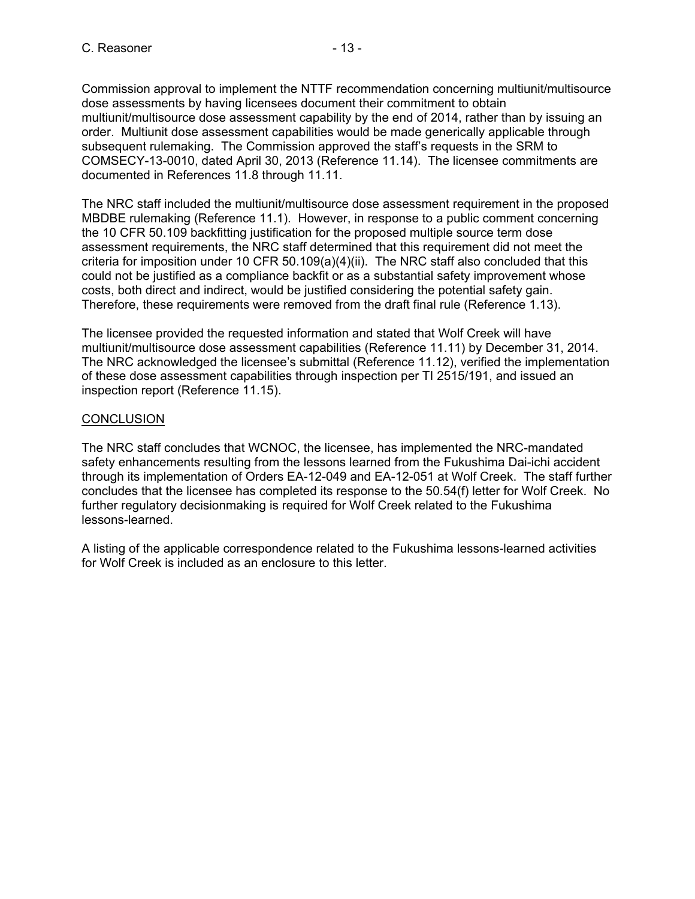Commission approval to implement the NTTF recommendation concerning multiunit/multisource dose assessments by having licensees document their commitment to obtain multiunit/multisource dose assessment capability by the end of 2014, rather than by issuing an order. Multiunit dose assessment capabilities would be made generically applicable through subsequent rulemaking. The Commission approved the staff's requests in the SRM to COMSECY-13-0010, dated April 30, 2013 (Reference 11.14). The licensee commitments are documented in References 11.8 through 11.11.

The NRC staff included the multiunit/multisource dose assessment requirement in the proposed MBDBE rulemaking (Reference 11.1). However, in response to a public comment concerning the 10 CFR 50.109 backfitting justification for the proposed multiple source term dose assessment requirements, the NRC staff determined that this requirement did not meet the criteria for imposition under 10 CFR 50.109(a)(4)(ii). The NRC staff also concluded that this could not be justified as a compliance backfit or as a substantial safety improvement whose costs, both direct and indirect, would be justified considering the potential safety gain. Therefore, these requirements were removed from the draft final rule (Reference 1.13).

The licensee provided the requested information and stated that Wolf Creek will have multiunit/multisource dose assessment capabilities (Reference 11.11) by December 31, 2014. The NRC acknowledged the licensee's submittal (Reference 11.12), verified the implementation of these dose assessment capabilities through inspection per TI 2515/191, and issued an inspection report (Reference 11.15).

## CONCLUSION

The NRC staff concludes that WCNOC, the licensee, has implemented the NRC-mandated safety enhancements resulting from the lessons learned from the Fukushima Dai-ichi accident through its implementation of Orders EA-12-049 and EA-12-051 at Wolf Creek. The staff further concludes that the licensee has completed its response to the 50.54(f) letter for Wolf Creek. No further regulatory decisionmaking is required for Wolf Creek related to the Fukushima lessons-learned.

A listing of the applicable correspondence related to the Fukushima lessons-learned activities for Wolf Creek is included as an enclosure to this letter.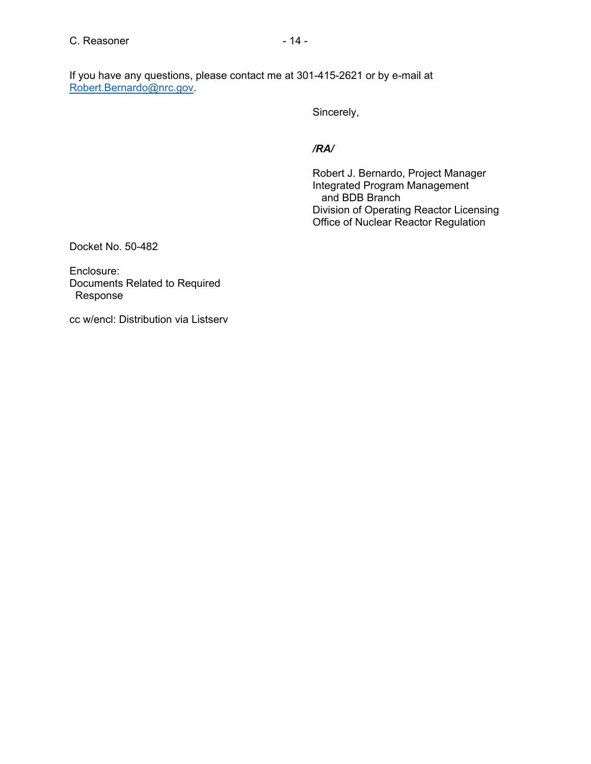If you have any questions, please contact me at 301-415-2621 or by e-mail at Robert.Bernardo@nrc.gov.

Sincerely,

***/RA/***

Robert J. Bernardo, Project Manager
Integrated Program Management
and BDB Branch
Division of Operating Reactor Licensing
Office of Nuclear Reactor Regulation

Docket No. 50-482

Enclosure:
Documents Related to Required
Response

cc w/encl: Distribution via Listserv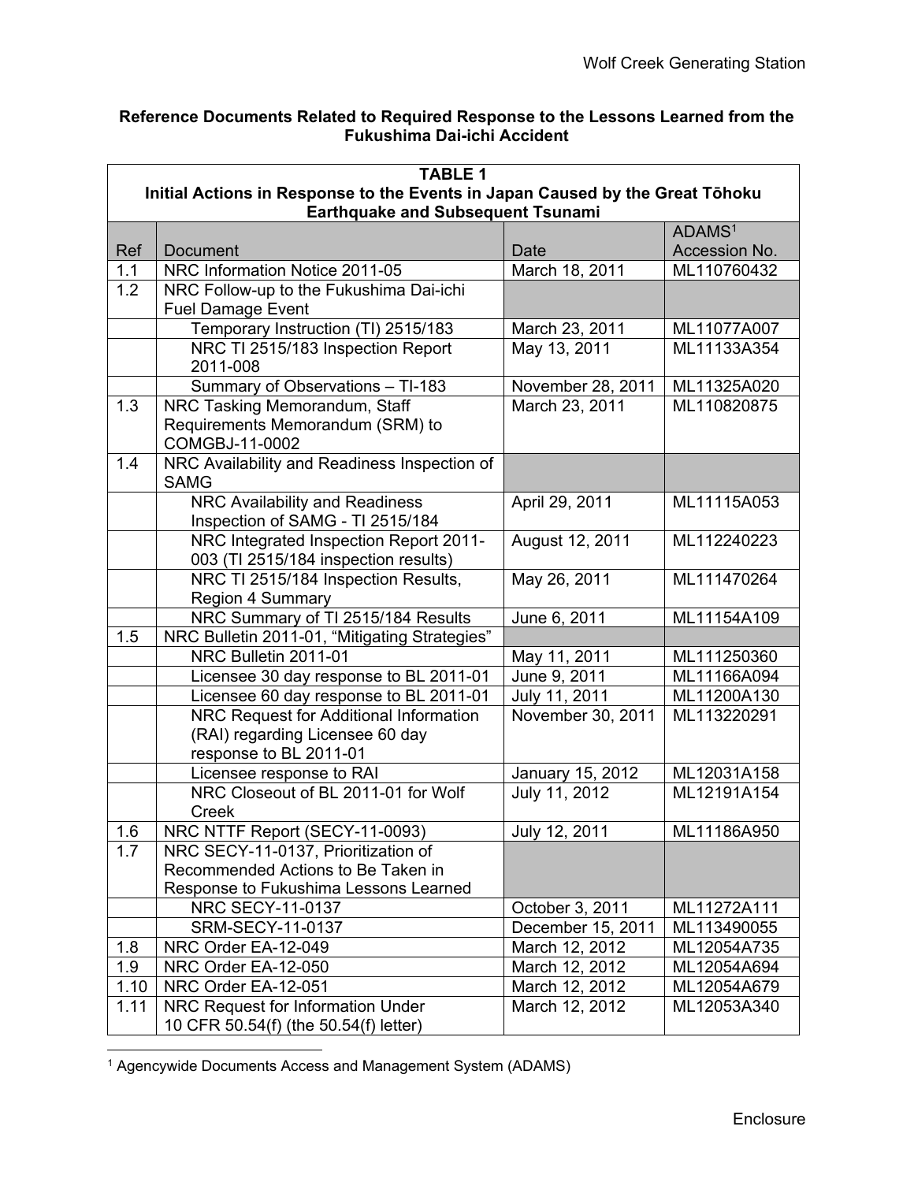**Reference Documents Related to Required Response to the Lessons Learned from the Fukushima Dai-ichi Accident**

| TABLE 1<br>Initial Actions in Response to the Events in Japan Caused by the Great Tōhoku Earthquake and Subsequent Tsunami | | | |
|---|---|---|---|
| Ref | Document | Date | ADAMS[1] Accession No. |
| 1.1 | NRC Information Notice 2011-05 | March 18, 2011 | ML110760432 |
| 1.2 | NRC Follow-up to the Fukushima Dai-ichi Fuel Damage Event | | |
| | Temporary Instruction (TI) 2515/183 | March 23, 2011 | ML11077A007 |
| | NRC TI 2515/183 Inspection Report 2011-008 | May 13, 2011 | ML11133A354 |
| | Summary of Observations – TI-183 | November 28, 2011 | ML11325A020 |
| 1.3 | NRC Tasking Memorandum, Staff Requirements Memorandum (SRM) to COMGBJ-11-0002 | March 23, 2011 | ML110820875 |
| 1.4 | NRC Availability and Readiness Inspection of SAMG | | |
| | NRC Availability and Readiness Inspection of SAMG - TI 2515/184 | April 29, 2011 | ML11115A053 |
| | NRC Integrated Inspection Report 2011-003 (TI 2515/184 inspection results) | August 12, 2011 | ML112240223 |
| | NRC TI 2515/184 Inspection Results, Region 4 Summary | May 26, 2011 | ML111470264 |
| | NRC Summary of TI 2515/184 Results | June 6, 2011 | ML11154A109 |
| 1.5 | NRC Bulletin 2011-01, "Mitigating Strategies" | | |
| | NRC Bulletin 2011-01 | May 11, 2011 | ML111250360 |
| | Licensee 30 day response to BL 2011-01 | June 9, 2011 | ML11166A094 |
| | Licensee 60 day response to BL 2011-01 | July 11, 2011 | ML11200A130 |
| | NRC Request for Additional Information (RAI) regarding Licensee 60 day response to BL 2011-01 | November 30, 2011 | ML113220291 |
| | Licensee response to RAI | January 15, 2012 | ML12031A158 |
| | NRC Closeout of BL 2011-01 for Wolf Creek | July 11, 2012 | ML12191A154 |
| 1.6 | NRC NTTF Report (SECY-11-0093) | July 12, 2011 | ML11186A950 |
| 1.7 | NRC SECY-11-0137, Prioritization of Recommended Actions to Be Taken in Response to Fukushima Lessons Learned | | |
| | NRC SECY-11-0137 | October 3, 2011 | ML11272A111 |
| | SRM-SECY-11-0137 | December 15, 2011 | ML113490055 |
| 1.8 | NRC Order EA-12-049 | March 12, 2012 | ML12054A735 |
| 1.9 | NRC Order EA-12-050 | March 12, 2012 | ML12054A694 |
| 1.10 | NRC Order EA-12-051 | March 12, 2012 | ML12054A679 |
| 1.11 | NRC Request for Information Under 10 CFR 50.54(f) (the 50.54(f) letter) | March 12, 2012 | ML12053A340 |

[1] Agencywide Documents Access and Management System (ADAMS)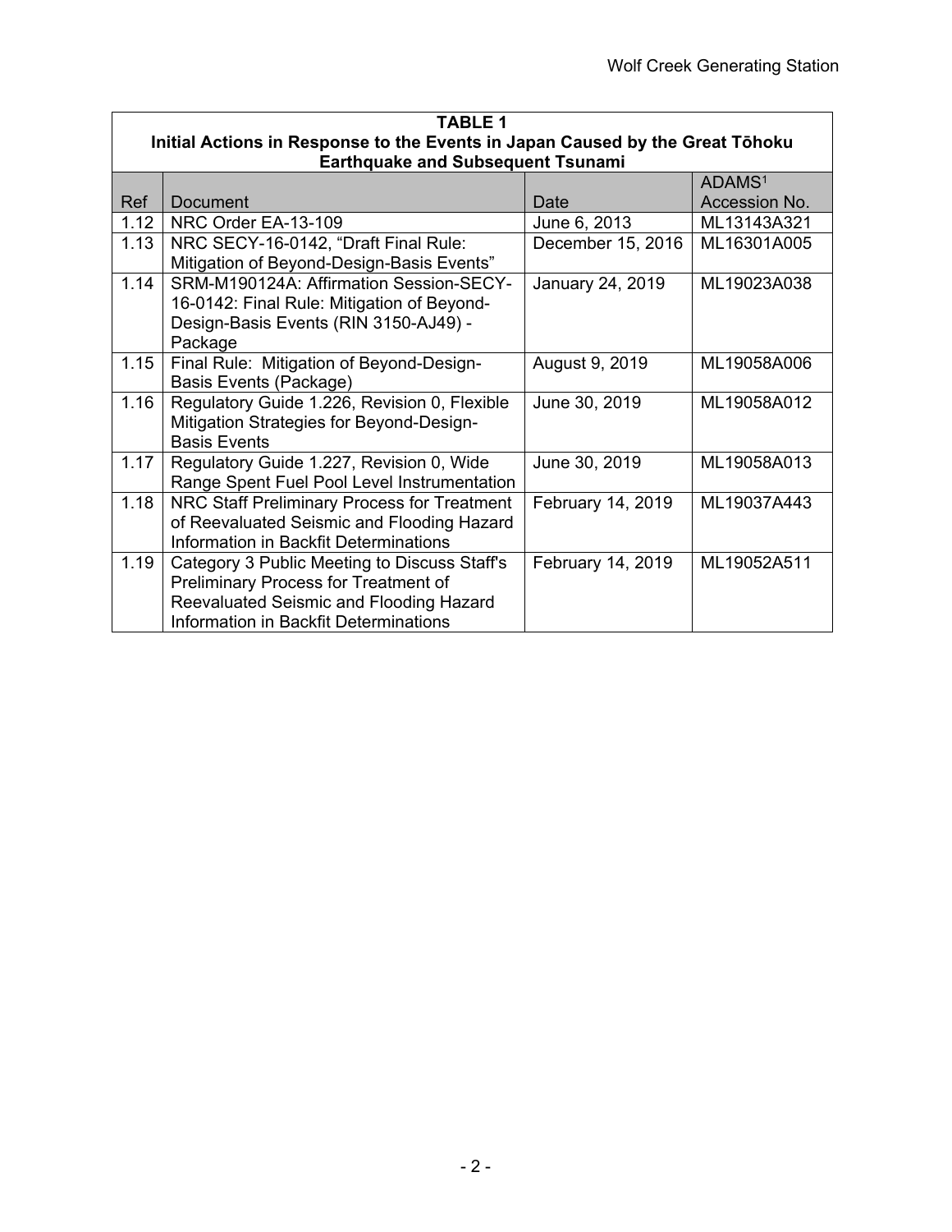**TABLE 1**
**Initial Actions in Response to the Events in Japan Caused by the Great Tōhoku Earthquake and Subsequent Tsunami**

| Ref | Document | Date | ADAMS[1] Accession No. |
|---|---|---|---|
| 1.12 | NRC Order EA-13-109 | June 6, 2013 | ML13143A321 |
| 1.13 | NRC SECY-16-0142, "Draft Final Rule: Mitigation of Beyond-Design-Basis Events" | December 15, 2016 | ML16301A005 |
| 1.14 | SRM-M190124A: Affirmation Session-SECY-16-0142: Final Rule: Mitigation of Beyond-Design-Basis Events (RIN 3150-AJ49) - Package | January 24, 2019 | ML19023A038 |
| 1.15 | Final Rule: Mitigation of Beyond-Design-Basis Events (Package) | August 9, 2019 | ML19058A006 |
| 1.16 | Regulatory Guide 1.226, Revision 0, Flexible Mitigation Strategies for Beyond-Design-Basis Events | June 30, 2019 | ML19058A012 |
| 1.17 | Regulatory Guide 1.227, Revision 0, Wide Range Spent Fuel Pool Level Instrumentation | June 30, 2019 | ML19058A013 |
| 1.18 | NRC Staff Preliminary Process for Treatment of Reevaluated Seismic and Flooding Hazard Information in Backfit Determinations | February 14, 2019 | ML19037A443 |
| 1.19 | Category 3 Public Meeting to Discuss Staff's Preliminary Process for Treatment of Reevaluated Seismic and Flooding Hazard Information in Backfit Determinations | February 14, 2019 | ML19052A511 |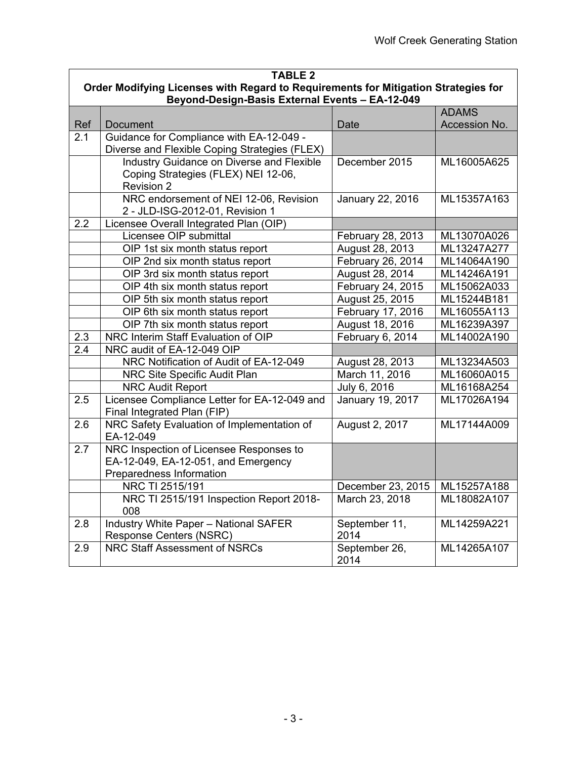| TABLE 2 | | | |
|---|---|---|---|
| **Order Modifying Licenses with Regard to Requirements for Mitigation Strategies for Beyond-Design-Basis External Events – EA-12-049** | | | |
| Ref | Document | Date | ADAMS Accession No. |
| 2.1 | Guidance for Compliance with EA-12-049 - Diverse and Flexible Coping Strategies (FLEX) | | |
| | Industry Guidance on Diverse and Flexible Coping Strategies (FLEX) NEI 12-06, Revision 2 | December 2015 | ML16005A625 |
| | NRC endorsement of NEI 12-06, Revision 2 - JLD-ISG-2012-01, Revision 1 | January 22, 2016 | ML15357A163 |
| 2.2 | Licensee Overall Integrated Plan (OIP) | | |
| | Licensee OIP submittal | February 28, 2013 | ML13070A026 |
| | OIP 1st six month status report | August 28, 2013 | ML13247A277 |
| | OIP 2nd six month status report | February 26, 2014 | ML14064A190 |
| | OIP 3rd six month status report | August 28, 2014 | ML14246A191 |
| | OIP 4th six month status report | February 24, 2015 | ML15062A033 |
| | OIP 5th six month status report | August 25, 2015 | ML15244B181 |
| | OIP 6th six month status report | February 17, 2016 | ML16055A113 |
| | OIP 7th six month status report | August 18, 2016 | ML16239A397 |
| 2.3 | NRC Interim Staff Evaluation of OIP | February 6, 2014 | ML14002A190 |
| 2.4 | NRC audit of EA-12-049 OIP | | |
| | NRC Notification of Audit of EA-12-049 | August 28, 2013 | ML13234A503 |
| | NRC Site Specific Audit Plan | March 11, 2016 | ML16060A015 |
| | NRC Audit Report | July 6, 2016 | ML16168A254 |
| 2.5 | Licensee Compliance Letter for EA-12-049 and Final Integrated Plan (FIP) | January 19, 2017 | ML17026A194 |
| 2.6 | NRC Safety Evaluation of Implementation of EA-12-049 | August 2, 2017 | ML17144A009 |
| 2.7 | NRC Inspection of Licensee Responses to EA-12-049, EA-12-051, and Emergency Preparedness Information | | |
| | NRC TI 2515/191 | December 23, 2015 | ML15257A188 |
| | NRC TI 2515/191 Inspection Report 2018-008 | March 23, 2018 | ML18082A107 |
| 2.8 | Industry White Paper – National SAFER Response Centers (NSRC) | September 11, 2014 | ML14259A221 |
| 2.9 | NRC Staff Assessment of NSRCs | September 26, 2014 | ML14265A107 |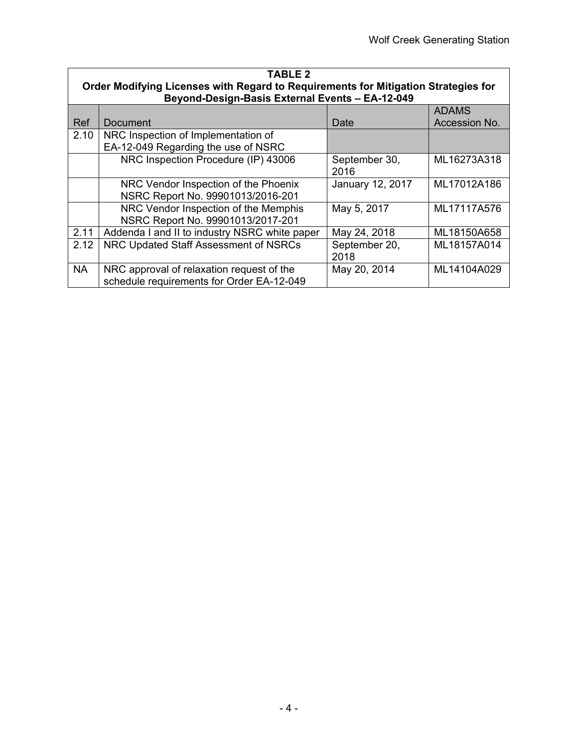| **TABLE 2**<br>**Order Modifying Licenses with Regard to Requirements for Mitigation Strategies for Beyond-Design-Basis External Events – EA-12-049** | | | |
|---|---|---|---|
| Ref | Document | Date | ADAMS Accession No. |
| 2.10 | NRC Inspection of Implementation of EA-12-049 Regarding the use of NSRC | | |
| | NRC Inspection Procedure (IP) 43006 | September 30, 2016 | ML16273A318 |
| | NRC Vendor Inspection of the Phoenix NSRC Report No. 99901013/2016-201 | January 12, 2017 | ML17012A186 |
| | NRC Vendor Inspection of the Memphis NSRC Report No. 99901013/2017-201 | May 5, 2017 | ML17117A576 |
| 2.11 | Addenda I and II to industry NSRC white paper | May 24, 2018 | ML18150A658 |
| 2.12 | NRC Updated Staff Assessment of NSRCs | September 20, 2018 | ML18157A014 |
| NA | NRC approval of relaxation request of the schedule requirements for Order EA-12-049 | May 20, 2014 | ML14104A029 |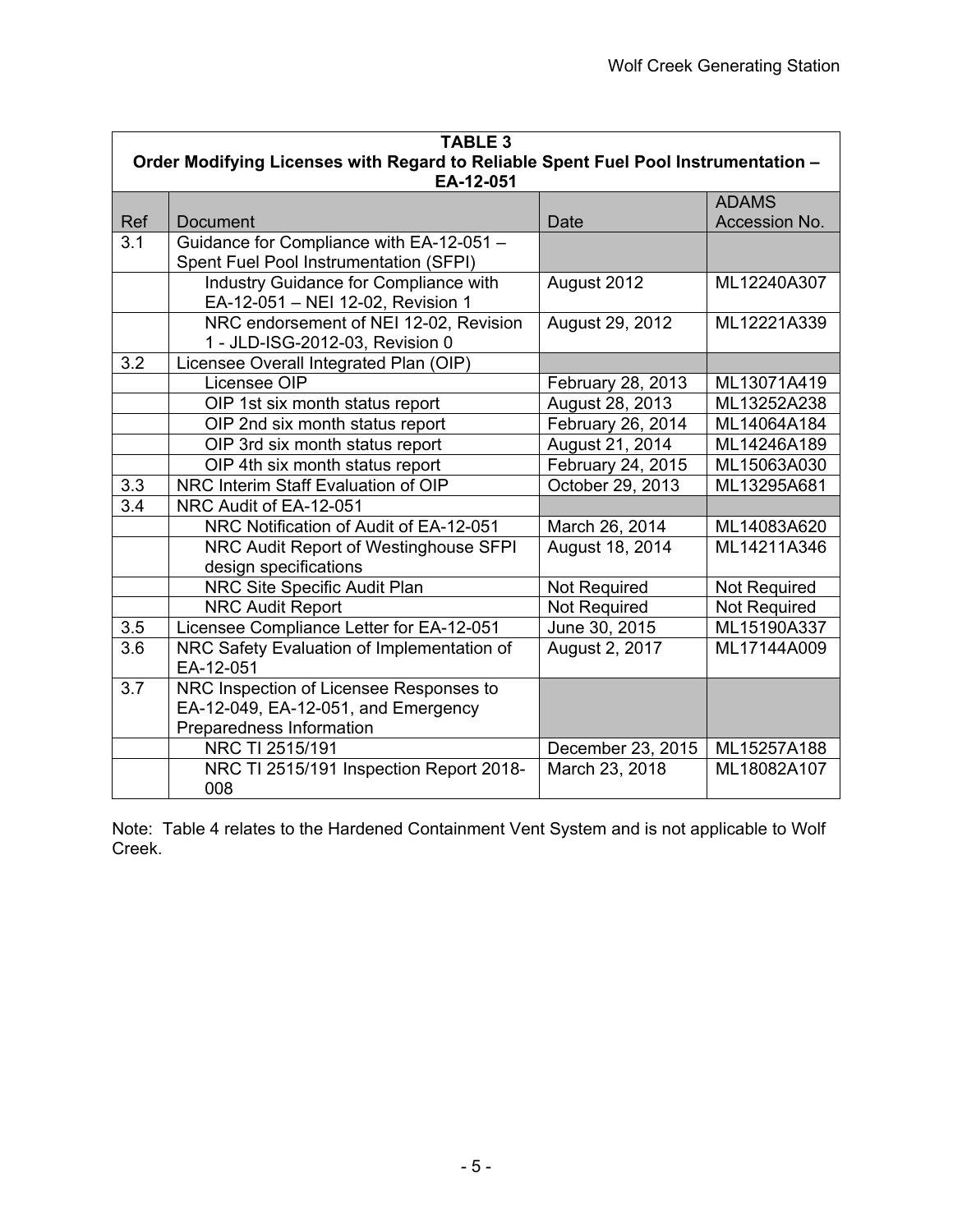| TABLE 3<br>Order Modifying Licenses with Regard to Reliable Spent Fuel Pool Instrumentation – EA-12-051 | | | |
|---|---|---|---|
| Ref | Document | Date | ADAMS Accession No. |
| 3.1 | Guidance for Compliance with EA-12-051 – Spent Fuel Pool Instrumentation (SFPI) | | |
| | Industry Guidance for Compliance with EA-12-051 – NEI 12-02, Revision 1 | August 2012 | ML12240A307 |
| | NRC endorsement of NEI 12-02, Revision 1 - JLD-ISG-2012-03, Revision 0 | August 29, 2012 | ML12221A339 |
| 3.2 | Licensee Overall Integrated Plan (OIP) | | |
| | Licensee OIP | February 28, 2013 | ML13071A419 |
| | OIP 1st six month status report | August 28, 2013 | ML13252A238 |
| | OIP 2nd six month status report | February 26, 2014 | ML14064A184 |
| | OIP 3rd six month status report | August 21, 2014 | ML14246A189 |
| | OIP 4th six month status report | February 24, 2015 | ML15063A030 |
| 3.3 | NRC Interim Staff Evaluation of OIP | October 29, 2013 | ML13295A681 |
| 3.4 | NRC Audit of EA-12-051 | | |
| | NRC Notification of Audit of EA-12-051 | March 26, 2014 | ML14083A620 |
| | NRC Audit Report of Westinghouse SFPI design specifications | August 18, 2014 | ML14211A346 |
| | NRC Site Specific Audit Plan | Not Required | Not Required |
| | NRC Audit Report | Not Required | Not Required |
| 3.5 | Licensee Compliance Letter for EA-12-051 | June 30, 2015 | ML15190A337 |
| 3.6 | NRC Safety Evaluation of Implementation of EA-12-051 | August 2, 2017 | ML17144A009 |
| 3.7 | NRC Inspection of Licensee Responses to EA-12-049, EA-12-051, and Emergency Preparedness Information | | |
| | NRC TI 2515/191 | December 23, 2015 | ML15257A188 |
| | NRC TI 2515/191 Inspection Report 2018-008 | March 23, 2018 | ML18082A107 |

Note: Table 4 relates to the Hardened Containment Vent System and is not applicable to Wolf Creek.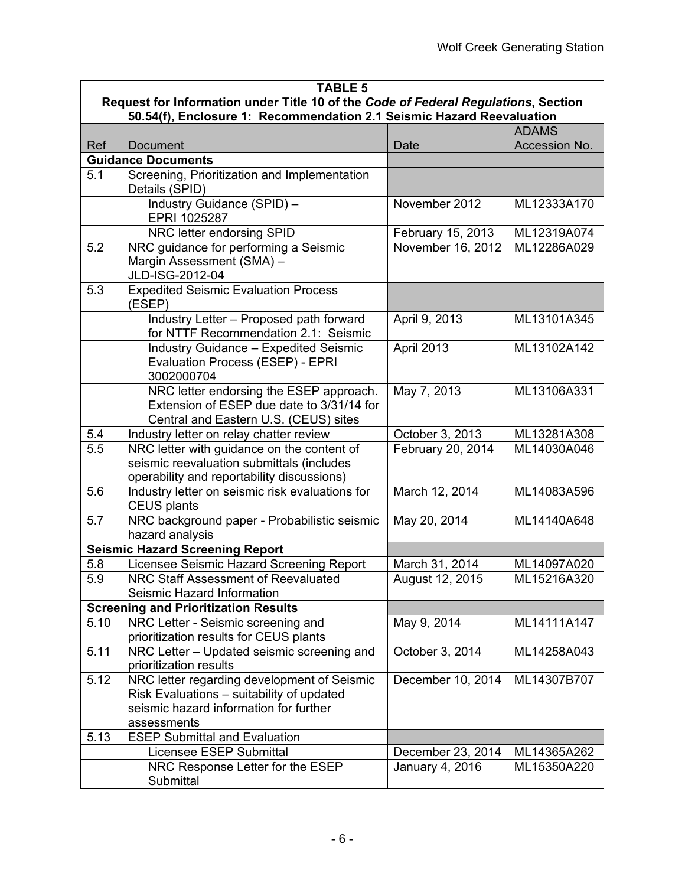| **TABLE 5** | | | |
|---|---|---|---|
| **Request for Information under Title 10 of the *Code of Federal Regulations*, Section 50.54(f), Enclosure 1: Recommendation 2.1 Seismic Hazard Reevaluation** | | | |
| Ref | Document | Date | ADAMS Accession No. |
| **Guidance Documents** | | | |
| 5.1 | Screening, Prioritization and Implementation Details (SPID) | | |
| | Industry Guidance (SPID) – EPRI 1025287 | November 2012 | ML12333A170 |
| | NRC letter endorsing SPID | February 15, 2013 | ML12319A074 |
| 5.2 | NRC guidance for performing a Seismic Margin Assessment (SMA) – JLD-ISG-2012-04 | November 16, 2012 | ML12286A029 |
| 5.3 | Expedited Seismic Evaluation Process (ESEP) | | |
| | Industry Letter – Proposed path forward for NTTF Recommendation 2.1: Seismic | April 9, 2013 | ML13101A345 |
| | Industry Guidance – Expedited Seismic Evaluation Process (ESEP) - EPRI 3002000704 | April 2013 | ML13102A142 |
| | NRC letter endorsing the ESEP approach. Extension of ESEP due date to 3/31/14 for Central and Eastern U.S. (CEUS) sites | May 7, 2013 | ML13106A331 |
| 5.4 | Industry letter on relay chatter review | October 3, 2013 | ML13281A308 |
| 5.5 | NRC letter with guidance on the content of seismic reevaluation submittals (includes operability and reportability discussions) | February 20, 2014 | ML14030A046 |
| 5.6 | Industry letter on seismic risk evaluations for CEUS plants | March 12, 2014 | ML14083A596 |
| 5.7 | NRC background paper - Probabilistic seismic hazard analysis | May 20, 2014 | ML14140A648 |
| **Seismic Hazard Screening Report** | | | |
| 5.8 | Licensee Seismic Hazard Screening Report | March 31, 2014 | ML14097A020 |
| 5.9 | NRC Staff Assessment of Reevaluated Seismic Hazard Information | August 12, 2015 | ML15216A320 |
| **Screening and Prioritization Results** | | | |
| 5.10 | NRC Letter - Seismic screening and prioritization results for CEUS plants | May 9, 2014 | ML14111A147 |
| 5.11 | NRC Letter – Updated seismic screening and prioritization results | October 3, 2014 | ML14258A043 |
| 5.12 | NRC letter regarding development of Seismic Risk Evaluations – suitability of updated seismic hazard information for further assessments | December 10, 2014 | ML14307B707 |
| 5.13 | ESEP Submittal and Evaluation | | |
| | Licensee ESEP Submittal | December 23, 2014 | ML14365A262 |
| | NRC Response Letter for the ESEP Submittal | January 4, 2016 | ML15350A220 |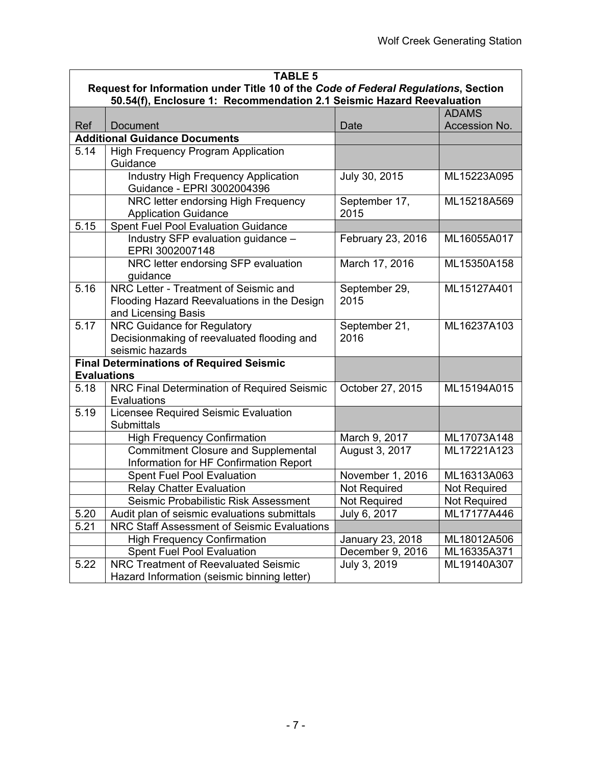| TABLE 5 | | | |
|---|---|---|---|
| **Request for Information under Title 10 of the *Code of Federal Regulations*, Section 50.54(f), Enclosure 1: Recommendation 2.1 Seismic Hazard Reevaluation** | | | |
| Ref | Document | Date | ADAMS Accession No. |
| **Additional Guidance Documents** | | | |
| 5.14 | High Frequency Program Application Guidance | | |
| | Industry High Frequency Application Guidance - EPRI 3002004396 | July 30, 2015 | ML15223A095 |
| | NRC letter endorsing High Frequency Application Guidance | September 17, 2015 | ML15218A569 |
| 5.15 | Spent Fuel Pool Evaluation Guidance | | |
| | Industry SFP evaluation guidance – EPRI 3002007148 | February 23, 2016 | ML16055A017 |
| | NRC letter endorsing SFP evaluation guidance | March 17, 2016 | ML15350A158 |
| 5.16 | NRC Letter - Treatment of Seismic and Flooding Hazard Reevaluations in the Design and Licensing Basis | September 29, 2015 | ML15127A401 |
| 5.17 | NRC Guidance for Regulatory Decisionmaking of reevaluated flooding and seismic hazards | September 21, 2016 | ML16237A103 |
| **Final Determinations of Required Seismic Evaluations** | | | |
| 5.18 | NRC Final Determination of Required Seismic Evaluations | October 27, 2015 | ML15194A015 |
| 5.19 | Licensee Required Seismic Evaluation Submittals | | |
| | High Frequency Confirmation | March 9, 2017 | ML17073A148 |
| | Commitment Closure and Supplemental Information for HF Confirmation Report | August 3, 2017 | ML17221A123 |
| | Spent Fuel Pool Evaluation | November 1, 2016 | ML16313A063 |
| | Relay Chatter Evaluation | Not Required | Not Required |
| | Seismic Probabilistic Risk Assessment | Not Required | Not Required |
| 5.20 | Audit plan of seismic evaluations submittals | July 6, 2017 | ML17177A446 |
| 5.21 | NRC Staff Assessment of Seismic Evaluations | | |
| | High Frequency Confirmation | January 23, 2018 | ML18012A506 |
| | Spent Fuel Pool Evaluation | December 9, 2016 | ML16335A371 |
| 5.22 | NRC Treatment of Reevaluated Seismic Hazard Information (seismic binning letter) | July 3, 2019 | ML19140A307 |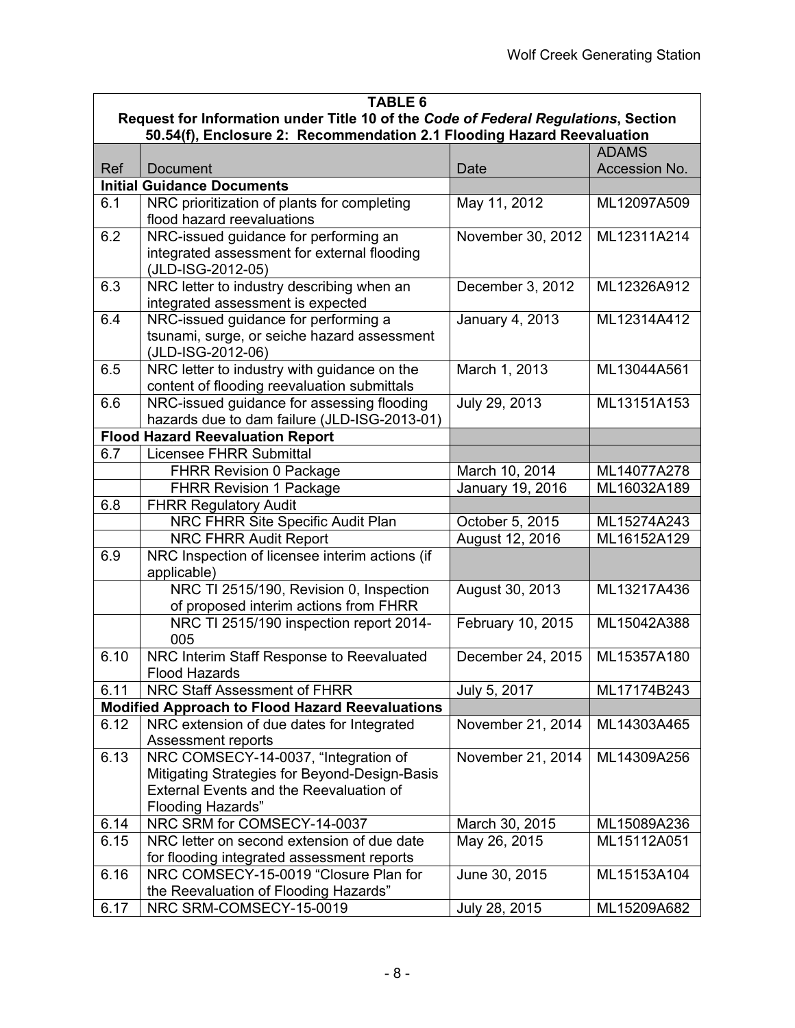| TABLE 6 | | | |
|---|---|---|---|
| **Request for Information under Title 10 of the *Code of Federal Regulations*, Section 50.54(f), Enclosure 2: Recommendation 2.1 Flooding Hazard Reevaluation** | | | |
| Ref | Document | Date | ADAMS Accession No. |
| **Initial Guidance Documents** | | | |
| 6.1 | NRC prioritization of plants for completing flood hazard reevaluations | May 11, 2012 | ML12097A509 |
| 6.2 | NRC-issued guidance for performing an integrated assessment for external flooding (JLD-ISG-2012-05) | November 30, 2012 | ML12311A214 |
| 6.3 | NRC letter to industry describing when an integrated assessment is expected | December 3, 2012 | ML12326A912 |
| 6.4 | NRC-issued guidance for performing a tsunami, surge, or seiche hazard assessment (JLD-ISG-2012-06) | January 4, 2013 | ML12314A412 |
| 6.5 | NRC letter to industry with guidance on the content of flooding reevaluation submittals | March 1, 2013 | ML13044A561 |
| 6.6 | NRC-issued guidance for assessing flooding hazards due to dam failure (JLD-ISG-2013-01) | July 29, 2013 | ML13151A153 |
| **Flood Hazard Reevaluation Report** | | | |
| 6.7 | Licensee FHRR Submittal | | |
| | FHRR Revision 0 Package | March 10, 2014 | ML14077A278 |
| | FHRR Revision 1 Package | January 19, 2016 | ML16032A189 |
| 6.8 | FHRR Regulatory Audit | | |
| | NRC FHRR Site Specific Audit Plan | October 5, 2015 | ML15274A243 |
| | NRC FHRR Audit Report | August 12, 2016 | ML16152A129 |
| 6.9 | NRC Inspection of licensee interim actions (if applicable) | | |
| | NRC TI 2515/190, Revision 0, Inspection of proposed interim actions from FHRR | August 30, 2013 | ML13217A436 |
| | NRC TI 2515/190 inspection report 2014-005 | February 10, 2015 | ML15042A388 |
| 6.10 | NRC Interim Staff Response to Reevaluated Flood Hazards | December 24, 2015 | ML15357A180 |
| 6.11 | NRC Staff Assessment of FHRR | July 5, 2017 | ML17174B243 |
| **Modified Approach to Flood Hazard Reevaluations** | | | |
| 6.12 | NRC extension of due dates for Integrated Assessment reports | November 21, 2014 | ML14303A465 |
| 6.13 | NRC COMSECY-14-0037, "Integration of Mitigating Strategies for Beyond-Design-Basis External Events and the Reevaluation of Flooding Hazards" | November 21, 2014 | ML14309A256 |
| 6.14 | NRC SRM for COMSECY-14-0037 | March 30, 2015 | ML15089A236 |
| 6.15 | NRC letter on second extension of due date for flooding integrated assessment reports | May 26, 2015 | ML15112A051 |
| 6.16 | NRC COMSECY-15-0019 "Closure Plan for the Reevaluation of Flooding Hazards" | June 30, 2015 | ML15153A104 |
| 6.17 | NRC SRM-COMSECY-15-0019 | July 28, 2015 | ML15209A682 |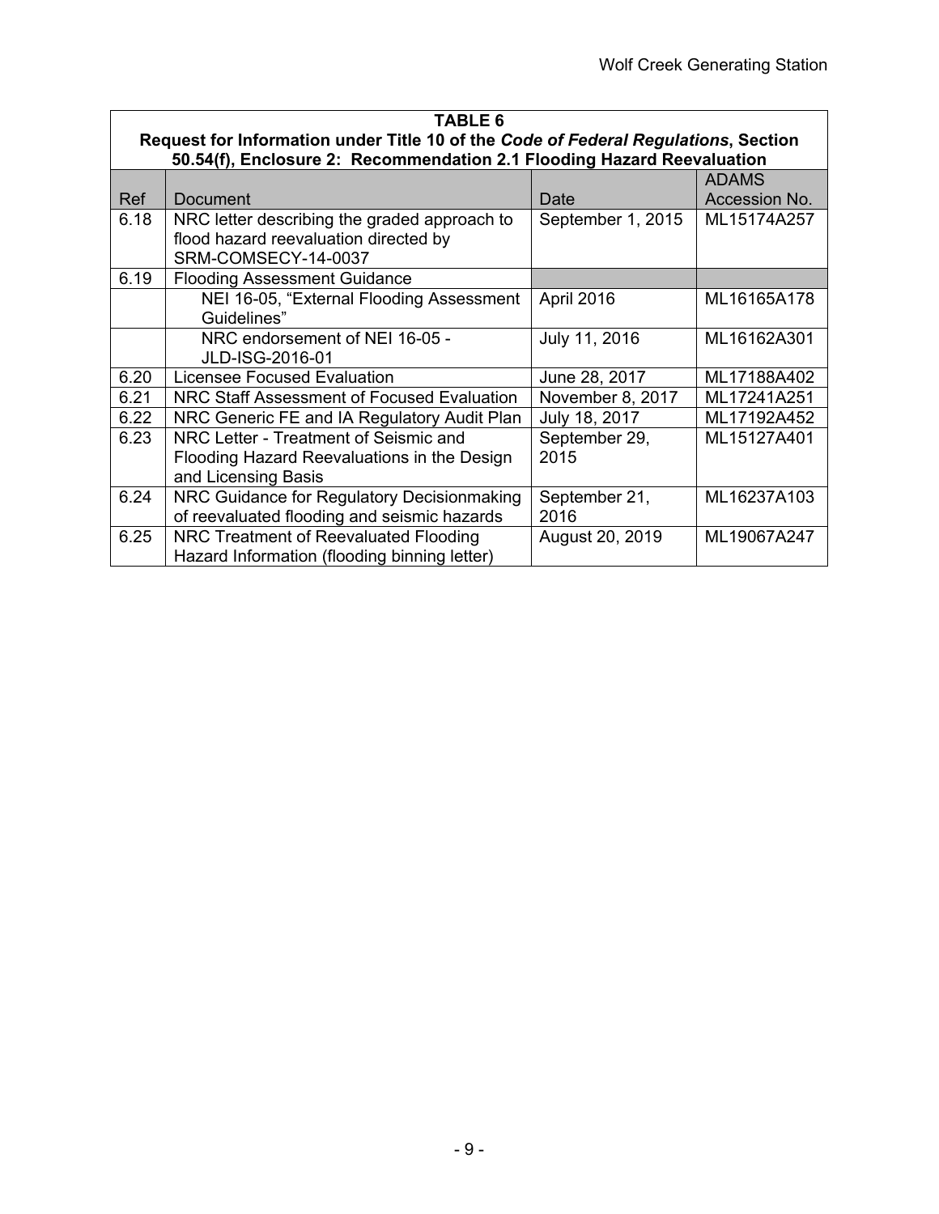| TABLE 6 Request for Information under Title 10 of the *Code of Federal Regulations*, Section 50.54(f), Enclosure 2: Recommendation 2.1 Flooding Hazard Reevaluation | | | |
|---|---|---|---|
| Ref | Document | Date | ADAMS Accession No. |
| 6.18 | NRC letter describing the graded approach to flood hazard reevaluation directed by SRM-COMSECY-14-0037 | September 1, 2015 | ML15174A257 |
| 6.19 | Flooding Assessment Guidance | | |
| | NEI 16-05, "External Flooding Assessment Guidelines" | April 2016 | ML16165A178 |
| | NRC endorsement of NEI 16-05 - JLD-ISG-2016-01 | July 11, 2016 | ML16162A301 |
| 6.20 | Licensee Focused Evaluation | June 28, 2017 | ML17188A402 |
| 6.21 | NRC Staff Assessment of Focused Evaluation | November 8, 2017 | ML17241A251 |
| 6.22 | NRC Generic FE and IA Regulatory Audit Plan | July 18, 2017 | ML17192A452 |
| 6.23 | NRC Letter - Treatment of Seismic and Flooding Hazard Reevaluations in the Design and Licensing Basis | September 29, 2015 | ML15127A401 |
| 6.24 | NRC Guidance for Regulatory Decisionmaking of reevaluated flooding and seismic hazards | September 21, 2016 | ML16237A103 |
| 6.25 | NRC Treatment of Reevaluated Flooding Hazard Information (flooding binning letter) | August 20, 2019 | ML19067A247 |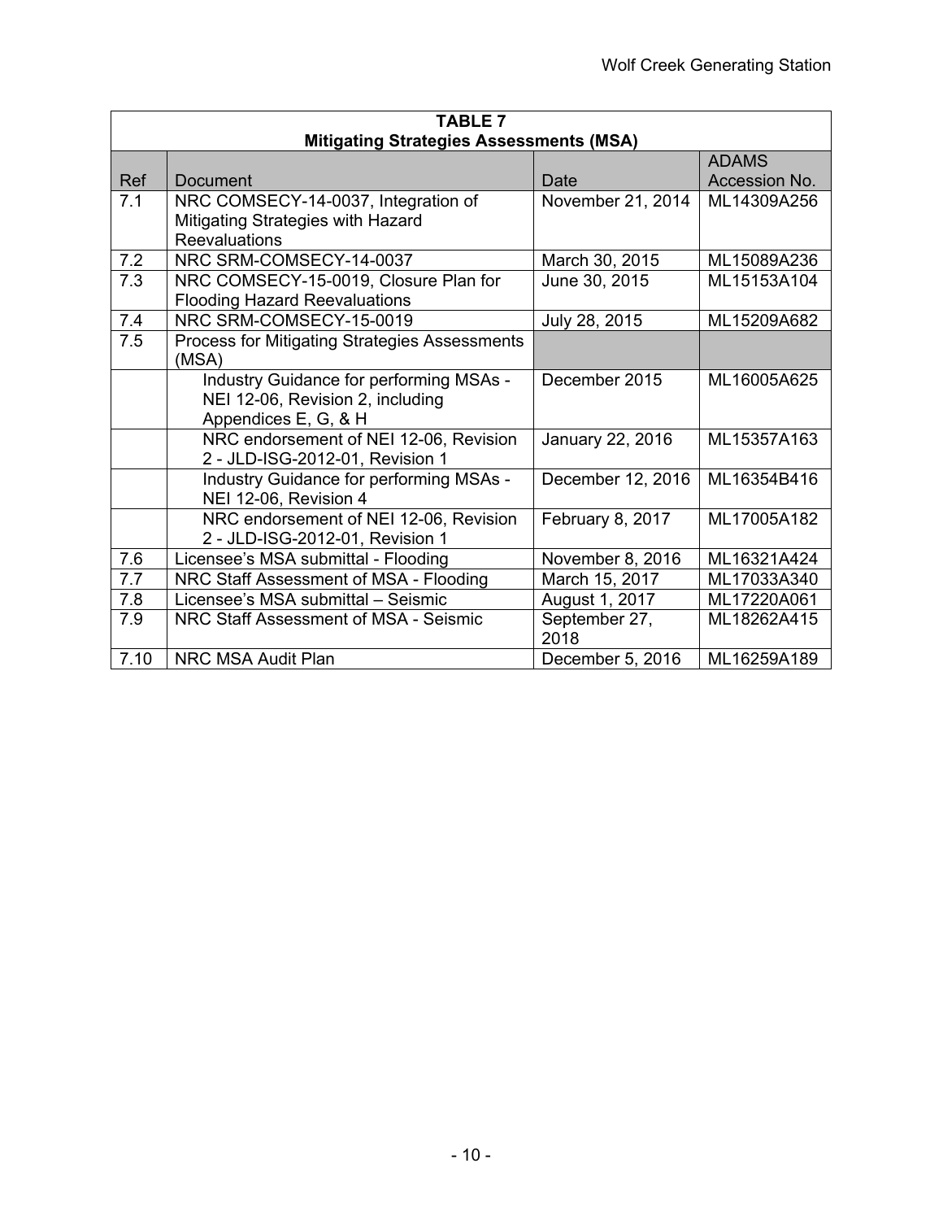| TABLE 7<br>Mitigating Strategies Assessments (MSA) | | | |
|---|---|---|---|
| Ref | Document | Date | ADAMS Accession No. |
| 7.1 | NRC COMSECY-14-0037, Integration of Mitigating Strategies with Hazard Reevaluations | November 21, 2014 | ML14309A256 |
| 7.2 | NRC SRM-COMSECY-14-0037 | March 30, 2015 | ML15089A236 |
| 7.3 | NRC COMSECY-15-0019, Closure Plan for Flooding Hazard Reevaluations | June 30, 2015 | ML15153A104 |
| 7.4 | NRC SRM-COMSECY-15-0019 | July 28, 2015 | ML15209A682 |
| 7.5 | Process for Mitigating Strategies Assessments (MSA) | | |
| | Industry Guidance for performing MSAs - NEI 12-06, Revision 2, including Appendices E, G, & H | December 2015 | ML16005A625 |
| | NRC endorsement of NEI 12-06, Revision 2 - JLD-ISG-2012-01, Revision 1 | January 22, 2016 | ML15357A163 |
| | Industry Guidance for performing MSAs - NEI 12-06, Revision 4 | December 12, 2016 | ML16354B416 |
| | NRC endorsement of NEI 12-06, Revision 2 - JLD-ISG-2012-01, Revision 1 | February 8, 2017 | ML17005A182 |
| 7.6 | Licensee's MSA submittal - Flooding | November 8, 2016 | ML16321A424 |
| 7.7 | NRC Staff Assessment of MSA - Flooding | March 15, 2017 | ML17033A340 |
| 7.8 | Licensee's MSA submittal – Seismic | August 1, 2017 | ML17220A061 |
| 7.9 | NRC Staff Assessment of MSA - Seismic | September 27, 2018 | ML18262A415 |
| 7.10 | NRC MSA Audit Plan | December 5, 2016 | ML16259A189 |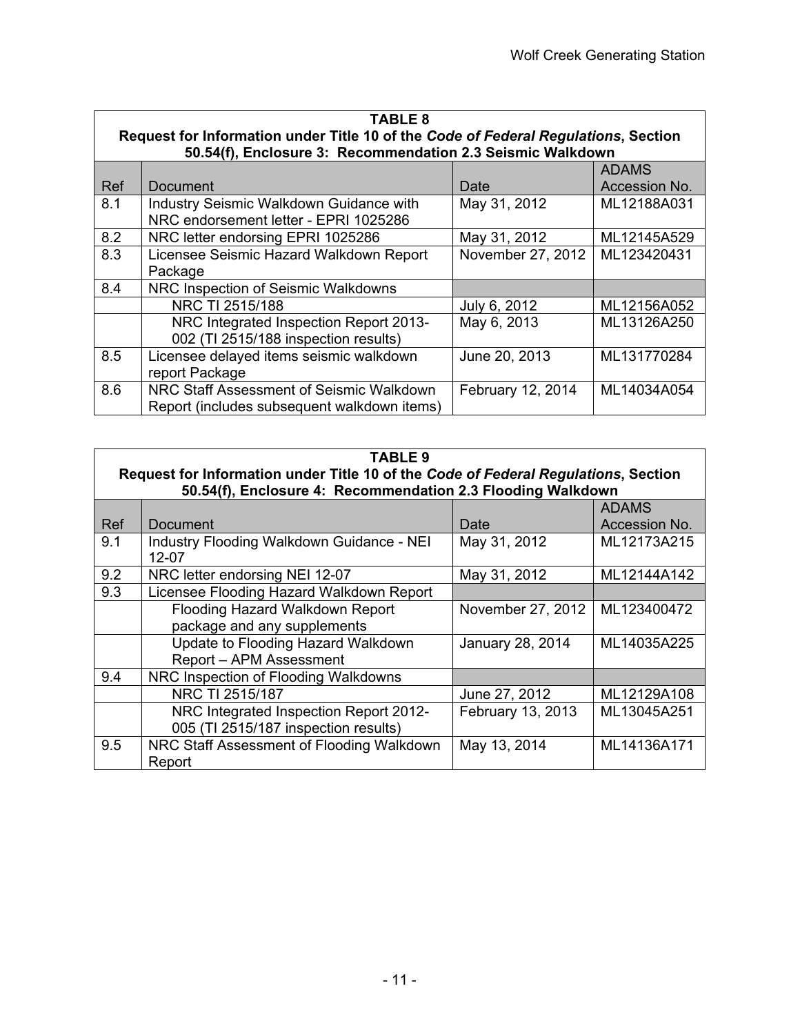| TABLE 8<br>Request for Information under Title 10 of the *Code of Federal Regulations*, Section 50.54(f), Enclosure 3: Recommendation 2.3 Seismic Walkdown | | | |
|---|---|---|---|
| Ref | Document | Date | ADAMS Accession No. |
| 8.1 | Industry Seismic Walkdown Guidance with NRC endorsement letter - EPRI 1025286 | May 31, 2012 | ML12188A031 |
| 8.2 | NRC letter endorsing EPRI 1025286 | May 31, 2012 | ML12145A529 |
| 8.3 | Licensee Seismic Hazard Walkdown Report Package | November 27, 2012 | ML123420431 |
| 8.4 | NRC Inspection of Seismic Walkdowns | | |
| | NRC TI 2515/188 | July 6, 2012 | ML12156A052 |
| | NRC Integrated Inspection Report 2013-002 (TI 2515/188 inspection results) | May 6, 2013 | ML13126A250 |
| 8.5 | Licensee delayed items seismic walkdown report Package | June 20, 2013 | ML131770284 |
| 8.6 | NRC Staff Assessment of Seismic Walkdown Report (includes subsequent walkdown items) | February 12, 2014 | ML14034A054 |

| TABLE 9<br>Request for Information under Title 10 of the *Code of Federal Regulations*, Section 50.54(f), Enclosure 4: Recommendation 2.3 Flooding Walkdown | | | |
|---|---|---|---|
| Ref | Document | Date | ADAMS Accession No. |
| 9.1 | Industry Flooding Walkdown Guidance - NEI 12-07 | May 31, 2012 | ML12173A215 |
| 9.2 | NRC letter endorsing NEI 12-07 | May 31, 2012 | ML12144A142 |
| 9.3 | Licensee Flooding Hazard Walkdown Report | | |
| | Flooding Hazard Walkdown Report package and any supplements | November 27, 2012 | ML123400472 |
| | Update to Flooding Hazard Walkdown Report – APM Assessment | January 28, 2014 | ML14035A225 |
| 9.4 | NRC Inspection of Flooding Walkdowns | | |
| | NRC TI 2515/187 | June 27, 2012 | ML12129A108 |
| | NRC Integrated Inspection Report 2012-005 (TI 2515/187 inspection results) | February 13, 2013 | ML13045A251 |
| 9.5 | NRC Staff Assessment of Flooding Walkdown Report | May 13, 2014 | ML14136A171 |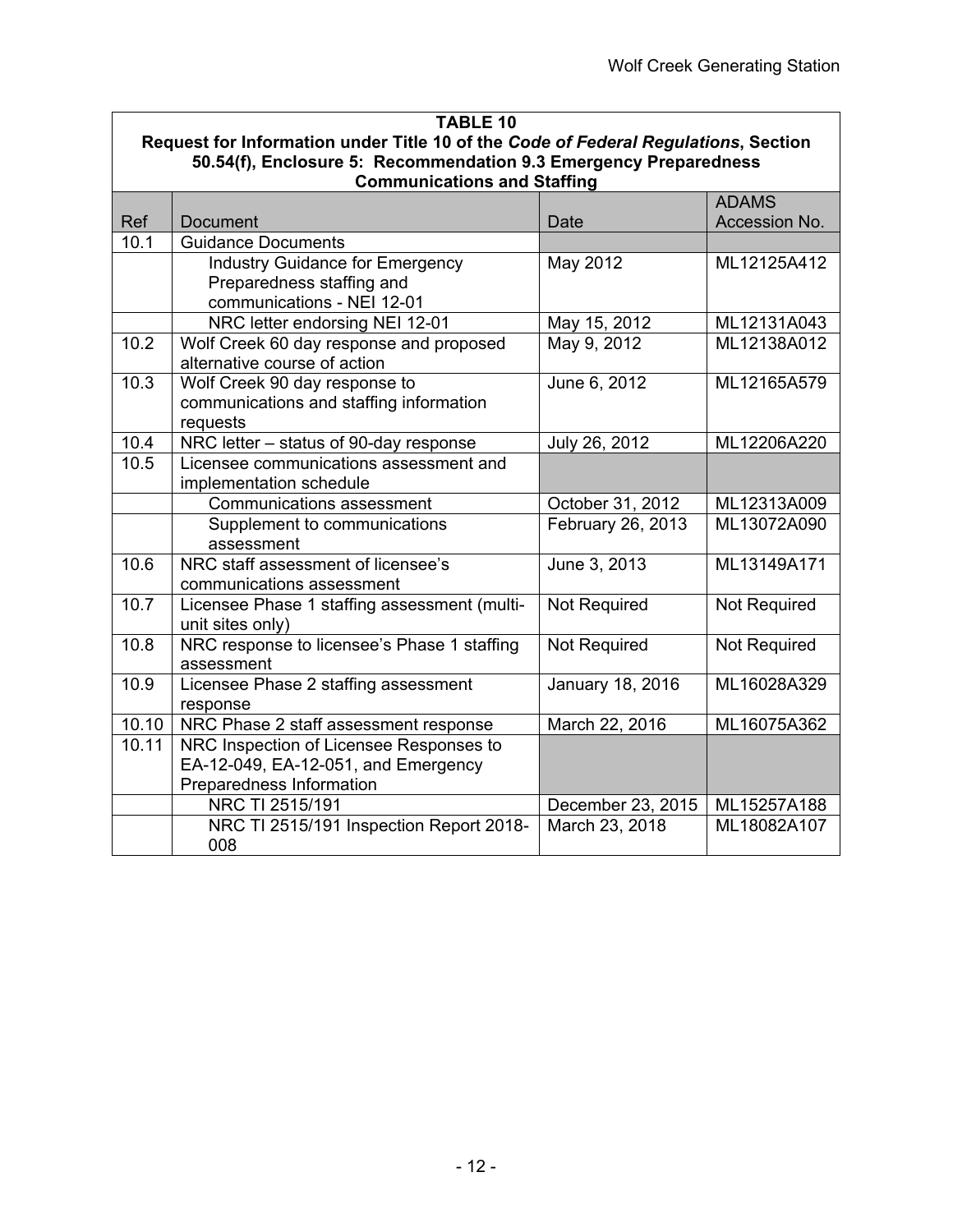**TABLE 10**
**Request for Information under Title 10 of the *Code of Federal Regulations*, Section 50.54(f), Enclosure 5: Recommendation 9.3 Emergency Preparedness Communications and Staffing**

| Ref | Document | Date | ADAMS Accession No. |
|---|---|---|---|
| 10.1 | Guidance Documents | | |
| | Industry Guidance for Emergency Preparedness staffing and communications - NEI 12-01 | May 2012 | ML12125A412 |
| | NRC letter endorsing NEI 12-01 | May 15, 2012 | ML12131A043 |
| 10.2 | Wolf Creek 60 day response and proposed alternative course of action | May 9, 2012 | ML12138A012 |
| 10.3 | Wolf Creek 90 day response to communications and staffing information requests | June 6, 2012 | ML12165A579 |
| 10.4 | NRC letter – status of 90-day response | July 26, 2012 | ML12206A220 |
| 10.5 | Licensee communications assessment and implementation schedule | | |
| | Communications assessment | October 31, 2012 | ML12313A009 |
| | Supplement to communications assessment | February 26, 2013 | ML13072A090 |
| 10.6 | NRC staff assessment of licensee's communications assessment | June 3, 2013 | ML13149A171 |
| 10.7 | Licensee Phase 1 staffing assessment (multi-unit sites only) | Not Required | Not Required |
| 10.8 | NRC response to licensee's Phase 1 staffing assessment | Not Required | Not Required |
| 10.9 | Licensee Phase 2 staffing assessment response | January 18, 2016 | ML16028A329 |
| 10.10 | NRC Phase 2 staff assessment response | March 22, 2016 | ML16075A362 |
| 10.11 | NRC Inspection of Licensee Responses to EA-12-049, EA-12-051, and Emergency Preparedness Information | | |
| | NRC TI 2515/191 | December 23, 2015 | ML15257A188 |
| | NRC TI 2515/191 Inspection Report 2018-008 | March 23, 2018 | ML18082A107 |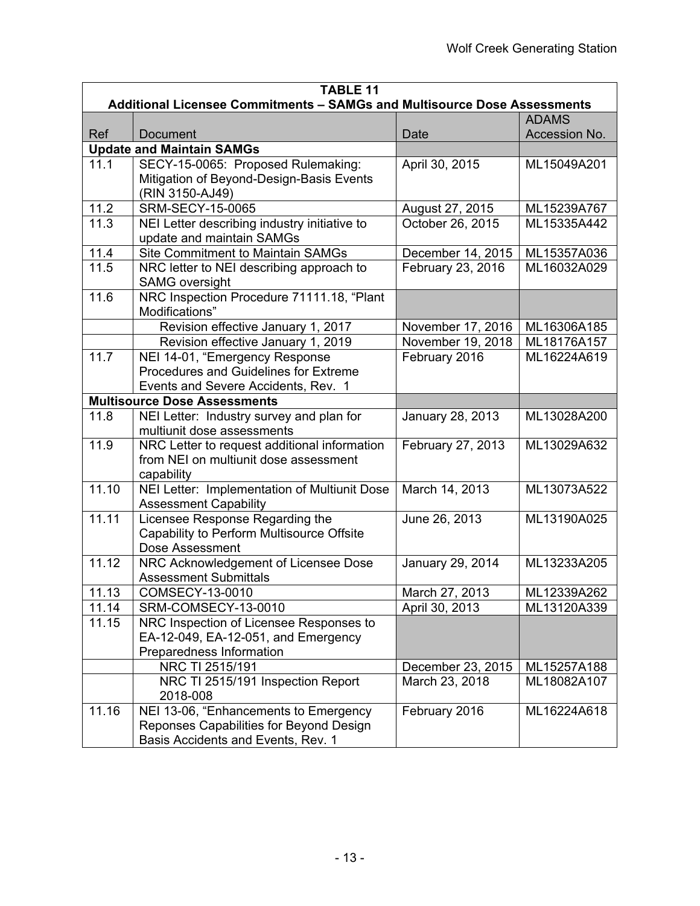| TABLE 11 Additional Licensee Commitments – SAMGs and Multisource Dose Assessments | | | |
|---|---|---|---|
| Ref | Document | Date | ADAMS Accession No. |
| **Update and Maintain SAMGs** | | | |
| 11.1 | SECY-15-0065: Proposed Rulemaking: Mitigation of Beyond-Design-Basis Events (RIN 3150-AJ49) | April 30, 2015 | ML15049A201 |
| 11.2 | SRM-SECY-15-0065 | August 27, 2015 | ML15239A767 |
| 11.3 | NEI Letter describing industry initiative to update and maintain SAMGs | October 26, 2015 | ML15335A442 |
| 11.4 | Site Commitment to Maintain SAMGs | December 14, 2015 | ML15357A036 |
| 11.5 | NRC letter to NEI describing approach to SAMG oversight | February 23, 2016 | ML16032A029 |
| 11.6 | NRC Inspection Procedure 71111.18, "Plant Modifications" | | |
| | Revision effective January 1, 2017 | November 17, 2016 | ML16306A185 |
| | Revision effective January 1, 2019 | November 19, 2018 | ML18176A157 |
| 11.7 | NEI 14-01, "Emergency Response Procedures and Guidelines for Extreme Events and Severe Accidents, Rev. 1 | February 2016 | ML16224A619 |
| **Multisource Dose Assessments** | | | |
| 11.8 | NEI Letter: Industry survey and plan for multiunit dose assessments | January 28, 2013 | ML13028A200 |
| 11.9 | NRC Letter to request additional information from NEI on multiunit dose assessment capability | February 27, 2013 | ML13029A632 |
| 11.10 | NEI Letter: Implementation of Multiunit Dose Assessment Capability | March 14, 2013 | ML13073A522 |
| 11.11 | Licensee Response Regarding the Capability to Perform Multisource Offsite Dose Assessment | June 26, 2013 | ML13190A025 |
| 11.12 | NRC Acknowledgement of Licensee Dose Assessment Submittals | January 29, 2014 | ML13233A205 |
| 11.13 | COMSECY-13-0010 | March 27, 2013 | ML12339A262 |
| 11.14 | SRM-COMSECY-13-0010 | April 30, 2013 | ML13120A339 |
| 11.15 | NRC Inspection of Licensee Responses to EA-12-049, EA-12-051, and Emergency Preparedness Information | | |
| | NRC TI 2515/191 | December 23, 2015 | ML15257A188 |
| | NRC TI 2515/191 Inspection Report 2018-008 | March 23, 2018 | ML18082A107 |
| 11.16 | NEI 13-06, "Enhancements to Emergency Reponses Capabilities for Beyond Design Basis Accidents and Events, Rev. 1 | February 2016 | ML16224A618 |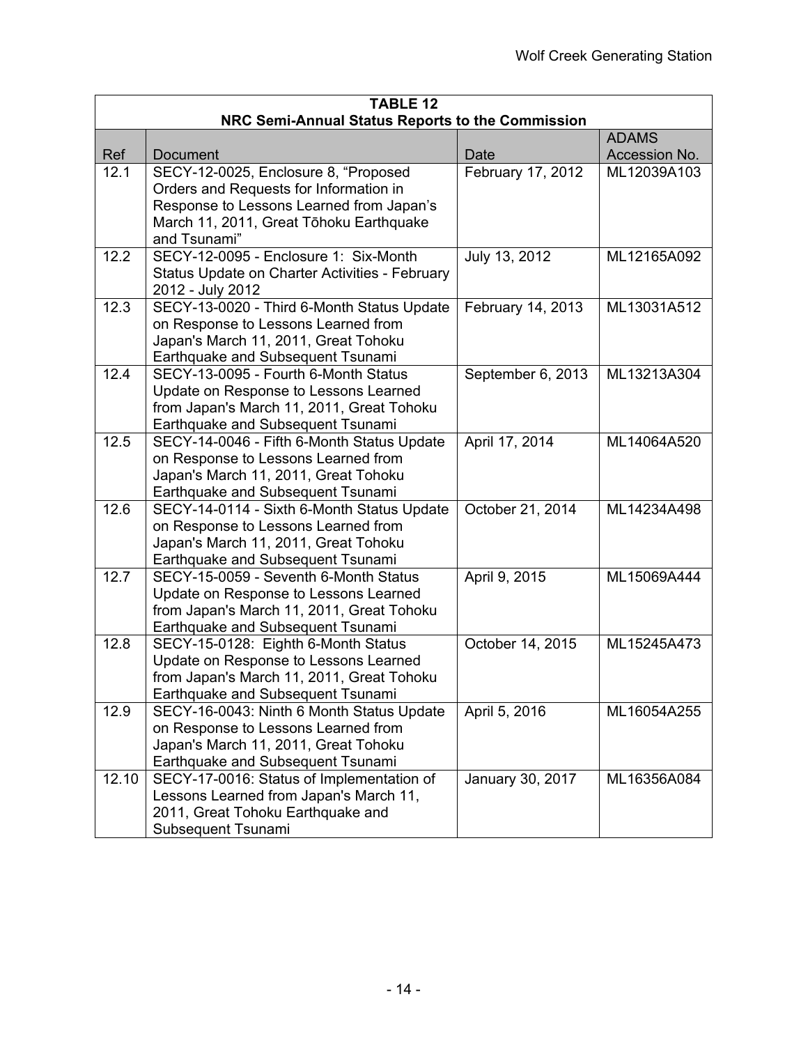| TABLE 12 NRC Semi-Annual Status Reports to the Commission | | | |
|---|---|---|---|
| Ref | Document | Date | ADAMS Accession No. |
| 12.1 | SECY-12-0025, Enclosure 8, “Proposed Orders and Requests for Information in Response to Lessons Learned from Japan’s March 11, 2011, Great Tōhoku Earthquake and Tsunami” | February 17, 2012 | ML12039A103 |
| 12.2 | SECY-12-0095 - Enclosure 1: Six-Month Status Update on Charter Activities - February 2012 - July 2012 | July 13, 2012 | ML12165A092 |
| 12.3 | SECY-13-0020 - Third 6-Month Status Update on Response to Lessons Learned from Japan's March 11, 2011, Great Tohoku Earthquake and Subsequent Tsunami | February 14, 2013 | ML13031A512 |
| 12.4 | SECY-13-0095 - Fourth 6-Month Status Update on Response to Lessons Learned from Japan's March 11, 2011, Great Tohoku Earthquake and Subsequent Tsunami | September 6, 2013 | ML13213A304 |
| 12.5 | SECY-14-0046 - Fifth 6-Month Status Update on Response to Lessons Learned from Japan's March 11, 2011, Great Tohoku Earthquake and Subsequent Tsunami | April 17, 2014 | ML14064A520 |
| 12.6 | SECY-14-0114 - Sixth 6-Month Status Update on Response to Lessons Learned from Japan's March 11, 2011, Great Tohoku Earthquake and Subsequent Tsunami | October 21, 2014 | ML14234A498 |
| 12.7 | SECY-15-0059 - Seventh 6-Month Status Update on Response to Lessons Learned from Japan's March 11, 2011, Great Tohoku Earthquake and Subsequent Tsunami | April 9, 2015 | ML15069A444 |
| 12.8 | SECY-15-0128: Eighth 6-Month Status Update on Response to Lessons Learned from Japan's March 11, 2011, Great Tohoku Earthquake and Subsequent Tsunami | October 14, 2015 | ML15245A473 |
| 12.9 | SECY-16-0043: Ninth 6 Month Status Update on Response to Lessons Learned from Japan's March 11, 2011, Great Tohoku Earthquake and Subsequent Tsunami | April 5, 2016 | ML16054A255 |
| 12.10 | SECY-17-0016: Status of Implementation of Lessons Learned from Japan's March 11, 2011, Great Tohoku Earthquake and Subsequent Tsunami | January 30, 2017 | ML16356A084 |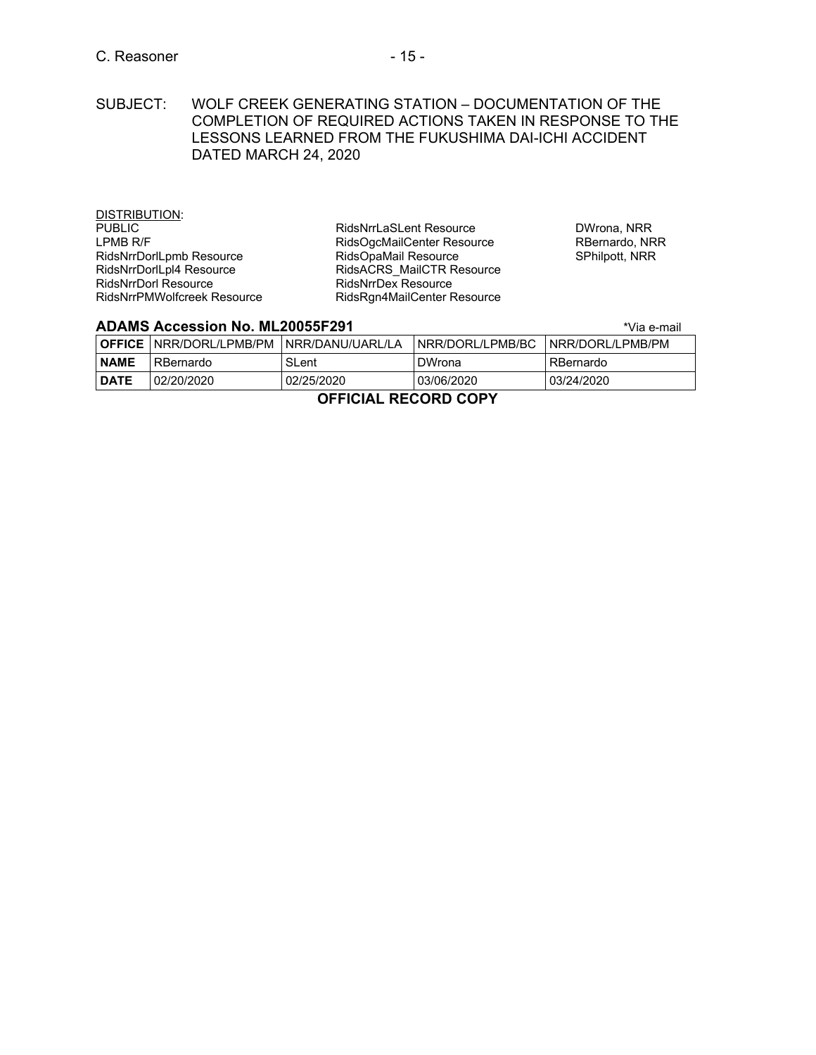SUBJECT: WOLF CREEK GENERATING STATION – DOCUMENTATION OF THE COMPLETION OF REQUIRED ACTIONS TAKEN IN RESPONSE TO THE LESSONS LEARNED FROM THE FUKUSHIMA DAI-ICHI ACCIDENT DATED MARCH 24, 2020

DISTRIBUTION:
PUBLIC
LPMB R/F
RidsNrrDorlLpmb Resource
RidsNrrDorlLpl4 Resource
RidsNrrDorl Resource
RidsNrrPMWolfcreek Resource
RidsNrrLaSLent Resource
RidsOgcMailCenter Resource
RidsOpaMail Resource
RidsACRS_MailCTR Resource
RidsNrrDex Resource
RidsRgn4MailCenter Resource
DWrona, NRR
RBernardo, NRR
SPhilpott, NRR

**ADAMS Accession No. ML20055F291** *Via e-mail

| OFFICE | NRR/DORL/LPMB/PM | NRR/DANU/UARL/LA | NRR/DORL/LPMB/BC | NRR/DORL/LPMB/PM |
|---|---|---|---|---|
| NAME | RBernardo | SLent | DWrona | RBernardo |
| DATE | 02/20/2020 | 02/25/2020 | 03/06/2020 | 03/24/2020 |

**OFFICIAL RECORD COPY**